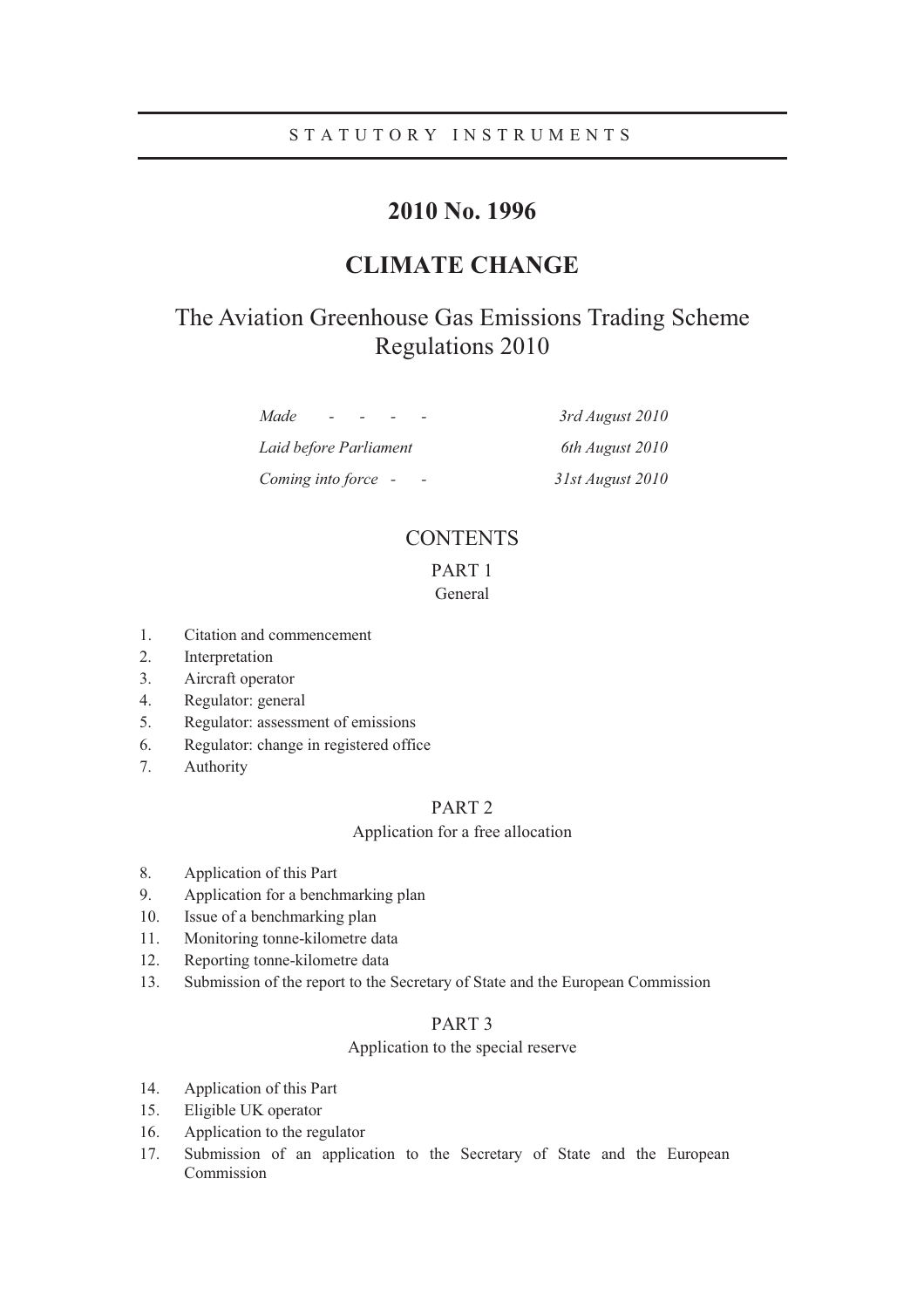STATUTORY INSTRUMENTS

# 2010 No. 1996

# CLIMATE CHANGE

## The Aviation Greenhouse Gas Emissions Trading Scheme Regulations 2010

| | |
|---|---|
| *Made - - - -* | *3rd August 2010* |
| *Laid before Parliament* | *6th August 2010* |
| *Coming into force - -* | *31st August 2010* |

## CONTENTS

### PART 1
General

1. Citation and commencement
2. Interpretation
3. Aircraft operator
4. Regulator: general
5. Regulator: assessment of emissions
6. Regulator: change in registered office
7. Authority

### PART 2
Application for a free allocation

8. Application of this Part
9. Application for a benchmarking plan
10. Issue of a benchmarking plan
11. Monitoring tonne-kilometre data
12. Reporting tonne-kilometre data
13. Submission of the report to the Secretary of State and the European Commission

### PART 3
Application to the special reserve

14. Application of this Part
15. Eligible UK operator
16. Application to the regulator
17. Submission of an application to the Secretary of State and the European Commission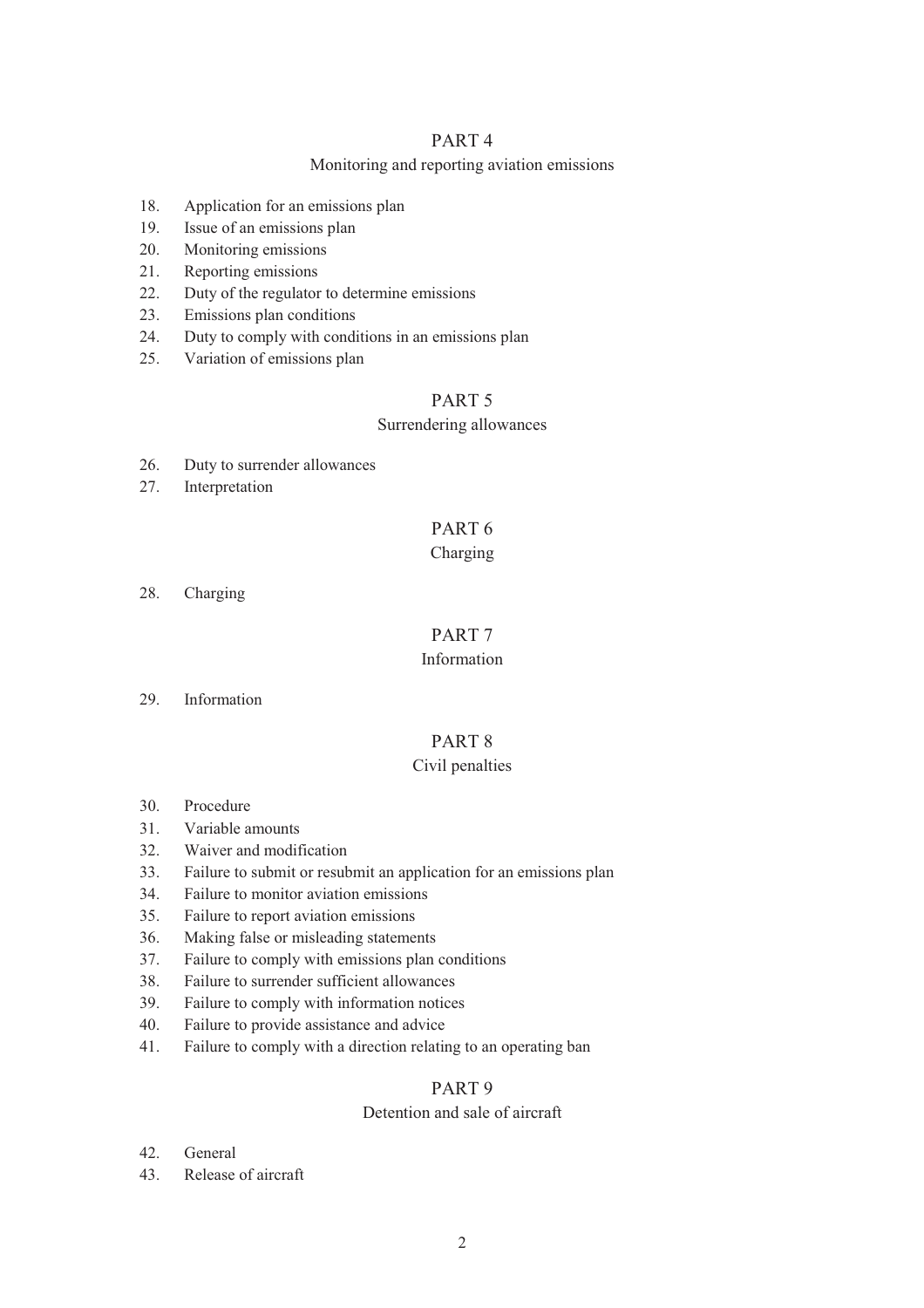## PART 4

### Monitoring and reporting aviation emissions

18. Application for an emissions plan
19. Issue of an emissions plan
20. Monitoring emissions
21. Reporting emissions
22. Duty of the regulator to determine emissions
23. Emissions plan conditions
24. Duty to comply with conditions in an emissions plan
25. Variation of emissions plan

## PART 5

### Surrendering allowances

26. Duty to surrender allowances
27. Interpretation

## PART 6

### Charging

28. Charging

## PART 7

### Information

29. Information

## PART 8

### Civil penalties

30. Procedure
31. Variable amounts
32. Waiver and modification
33. Failure to submit or resubmit an application for an emissions plan
34. Failure to monitor aviation emissions
35. Failure to report aviation emissions
36. Making false or misleading statements
37. Failure to comply with emissions plan conditions
38. Failure to surrender sufficient allowances
39. Failure to comply with information notices
40. Failure to provide assistance and advice
41. Failure to comply with a direction relating to an operating ban

## PART 9

### Detention and sale of aircraft

42. General
43. Release of aircraft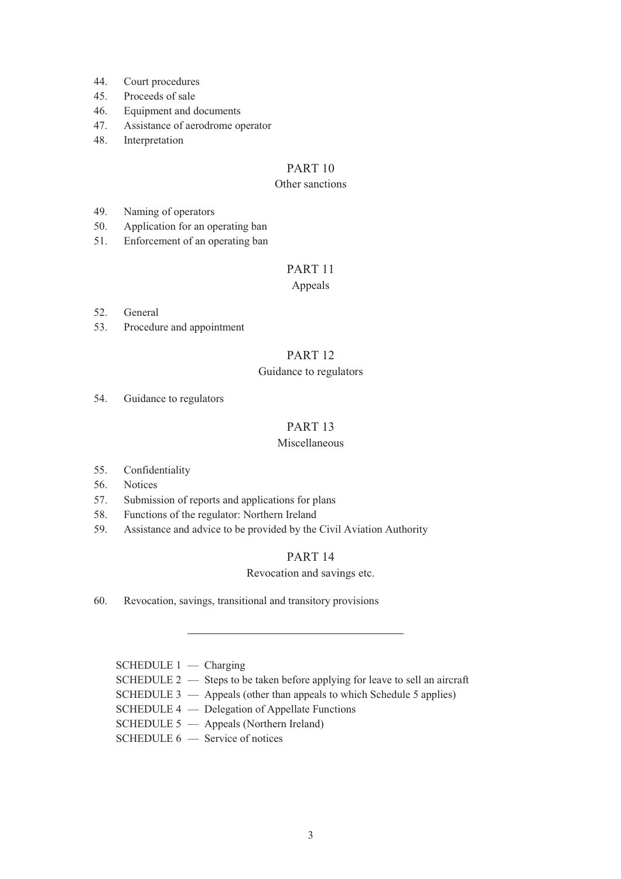44. Court procedures
45. Proceeds of sale
46. Equipment and documents
47. Assistance of aerodrome operator
48. Interpretation

## PART 10
### Other sanctions

49. Naming of operators
50. Application for an operating ban
51. Enforcement of an operating ban

## PART 11
### Appeals

52. General
53. Procedure and appointment

## PART 12
### Guidance to regulators

54. Guidance to regulators

## PART 13
### Miscellaneous

55. Confidentiality
56. Notices
57. Submission of reports and applications for plans
58. Functions of the regulator: Northern Ireland
59. Assistance and advice to be provided by the Civil Aviation Authority

## PART 14
### Revocation and savings etc.

60. Revocation, savings, transitional and transitory provisions

---

SCHEDULE 1 — Charging
SCHEDULE 2 — Steps to be taken before applying for leave to sell an aircraft
SCHEDULE 3 — Appeals (other than appeals to which Schedule 5 applies)
SCHEDULE 4 — Delegation of Appellate Functions
SCHEDULE 5 — Appeals (Northern Ireland)
SCHEDULE 6 — Service of notices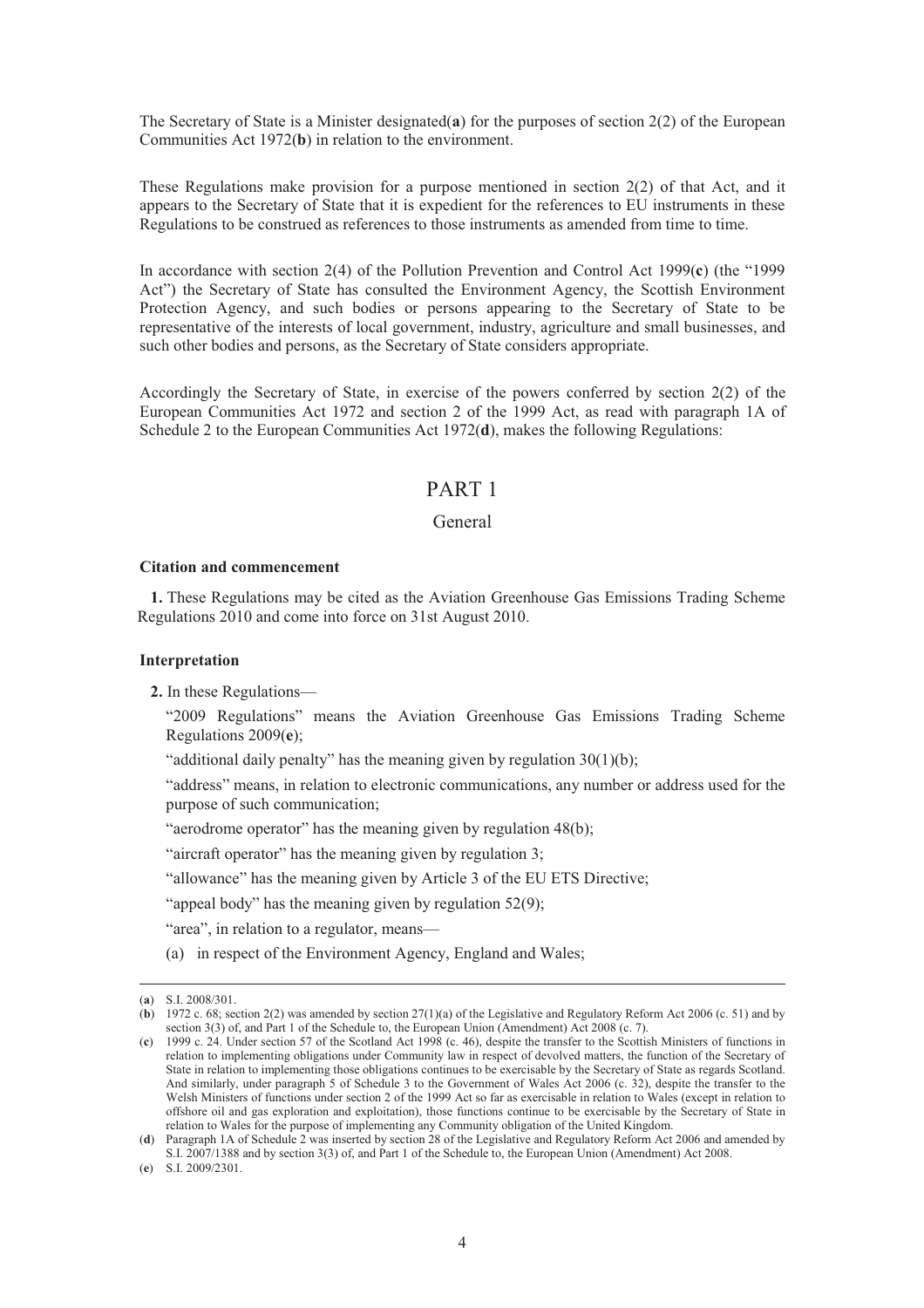The Secretary of State is a Minister designated(**a**) for the purposes of section 2(2) of the European Communities Act 1972(**b**) in relation to the environment.

These Regulations make provision for a purpose mentioned in section 2(2) of that Act, and it appears to the Secretary of State that it is expedient for the references to EU instruments in these Regulations to be construed as references to those instruments as amended from time to time.

In accordance with section 2(4) of the Pollution Prevention and Control Act 1999(**c**) (the "1999 Act") the Secretary of State has consulted the Environment Agency, the Scottish Environment Protection Agency, and such bodies or persons appearing to the Secretary of State to be representative of the interests of local government, industry, agriculture and small businesses, and such other bodies and persons, as the Secretary of State considers appropriate.

Accordingly the Secretary of State, in exercise of the powers conferred by section 2(2) of the European Communities Act 1972 and section 2 of the 1999 Act, as read with paragraph 1A of Schedule 2 to the European Communities Act 1972(**d**), makes the following Regulations:

# PART 1

## General

### Citation and commencement

**1.** These Regulations may be cited as the Aviation Greenhouse Gas Emissions Trading Scheme Regulations 2010 and come into force on 31st August 2010.

### Interpretation

**2.** In these Regulations—

"2009 Regulations" means the Aviation Greenhouse Gas Emissions Trading Scheme Regulations 2009(**e**);

"additional daily penalty" has the meaning given by regulation 30(1)(b);

"address" means, in relation to electronic communications, any number or address used for the purpose of such communication;

"aerodrome operator" has the meaning given by regulation 48(b);

"aircraft operator" has the meaning given by regulation 3;

"allowance" has the meaning given by Article 3 of the EU ETS Directive;

"appeal body" has the meaning given by regulation 52(9);

"area", in relation to a regulator, means—

(a) in respect of the Environment Agency, England and Wales;

---

(**a**) S.I. 2008/301.

(**b**) 1972 c. 68; section 2(2) was amended by section 27(1)(a) of the Legislative and Regulatory Reform Act 2006 (c. 51) and by section 3(3) of, and Part 1 of the Schedule to, the European Union (Amendment) Act 2008 (c. 7).

(**c**) 1999 c. 24. Under section 57 of the Scotland Act 1998 (c. 46), despite the transfer to the Scottish Ministers of functions in relation to implementing obligations under Community law in respect of devolved matters, the function of the Secretary of State in relation to implementing those obligations continues to be exercisable by the Secretary of State as regards Scotland. And similarly, under paragraph 5 of Schedule 3 to the Government of Wales Act 2006 (c. 32), despite the transfer to the Welsh Ministers of functions under section 2 of the 1999 Act so far as exercisable in relation to Wales (except in relation to offshore oil and gas exploration and exploitation), those functions continue to be exercisable by the Secretary of State in relation to Wales for the purpose of implementing any Community obligation of the United Kingdom.

(**d**) Paragraph 1A of Schedule 2 was inserted by section 28 of the Legislative and Regulatory Reform Act 2006 and amended by S.I. 2007/1388 and by section 3(3) of, and Part 1 of the Schedule to, the European Union (Amendment) Act 2008.

(**e**) S.I. 2009/2301.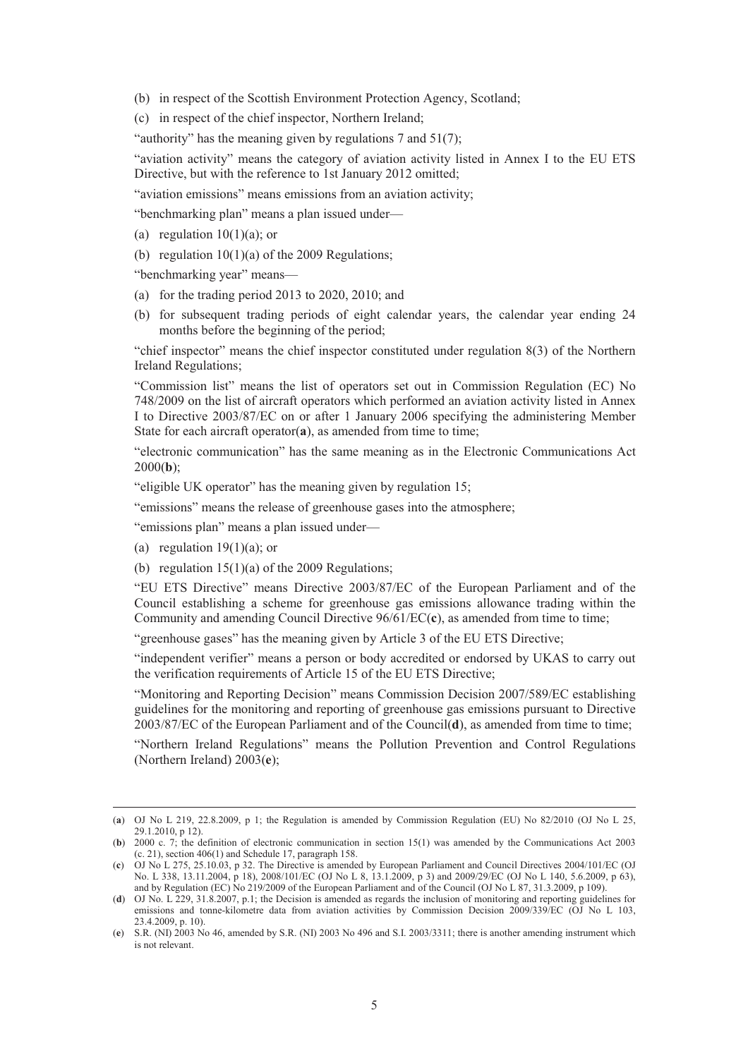(b) in respect of the Scottish Environment Protection Agency, Scotland;

(c) in respect of the chief inspector, Northern Ireland;

"authority" has the meaning given by regulations 7 and 51(7);

"aviation activity" means the category of aviation activity listed in Annex I to the EU ETS Directive, but with the reference to 1st January 2012 omitted;

"aviation emissions" means emissions from an aviation activity;

"benchmarking plan" means a plan issued under—

(a) regulation 10(1)(a); or

(b) regulation 10(1)(a) of the 2009 Regulations;

"benchmarking year" means—

(a) for the trading period 2013 to 2020, 2010; and

(b) for subsequent trading periods of eight calendar years, the calendar year ending 24 months before the beginning of the period;

"chief inspector" means the chief inspector constituted under regulation 8(3) of the Northern Ireland Regulations;

"Commission list" means the list of operators set out in Commission Regulation (EC) No 748/2009 on the list of aircraft operators which performed an aviation activity listed in Annex I to Directive 2003/87/EC on or after 1 January 2006 specifying the administering Member State for each aircraft operator(**a**), as amended from time to time;

"electronic communication" has the same meaning as in the Electronic Communications Act 2000(**b**);

"eligible UK operator" has the meaning given by regulation 15;

"emissions" means the release of greenhouse gases into the atmosphere;

"emissions plan" means a plan issued under—

(a) regulation 19(1)(a); or

(b) regulation 15(1)(a) of the 2009 Regulations;

"EU ETS Directive" means Directive 2003/87/EC of the European Parliament and of the Council establishing a scheme for greenhouse gas emissions allowance trading within the Community and amending Council Directive 96/61/EC(**c**), as amended from time to time;

"greenhouse gases" has the meaning given by Article 3 of the EU ETS Directive;

"independent verifier" means a person or body accredited or endorsed by UKAS to carry out the verification requirements of Article 15 of the EU ETS Directive;

"Monitoring and Reporting Decision" means Commission Decision 2007/589/EC establishing guidelines for the monitoring and reporting of greenhouse gas emissions pursuant to Directive 2003/87/EC of the European Parliament and of the Council(**d**), as amended from time to time;

"Northern Ireland Regulations" means the Pollution Prevention and Control Regulations (Northern Ireland) 2003(**e**);

---

(**a**) OJ No L 219, 22.8.2009, p 1; the Regulation is amended by Commission Regulation (EU) No 82/2010 (OJ No L 25, 29.1.2010, p 12).

(**b**) 2000 c. 7; the definition of electronic communication in section 15(1) was amended by the Communications Act 2003 (c. 21), section 406(1) and Schedule 17, paragraph 158.

(**c**) OJ No L 275, 25.10.03, p 32. The Directive is amended by European Parliament and Council Directives 2004/101/EC (OJ No. L 338, 13.11.2004, p 18), 2008/101/EC (OJ No L 8, 13.1.2009, p 3) and 2009/29/EC (OJ No L 140, 5.6.2009, p 63), and by Regulation (EC) No 219/2009 of the European Parliament and of the Council (OJ No L 87, 31.3.2009, p 109).

(**d**) OJ No. L 229, 31.8.2007, p.1; the Decision is amended as regards the inclusion of monitoring and reporting guidelines for emissions and tonne-kilometre data from aviation activities by Commission Decision 2009/339/EC (OJ No L 103, 23.4.2009, p. 10).

(**e**) S.R. (NI) 2003 No 46, amended by S.R. (NI) 2003 No 496 and S.I. 2003/3311; there is another amending instrument which is not relevant.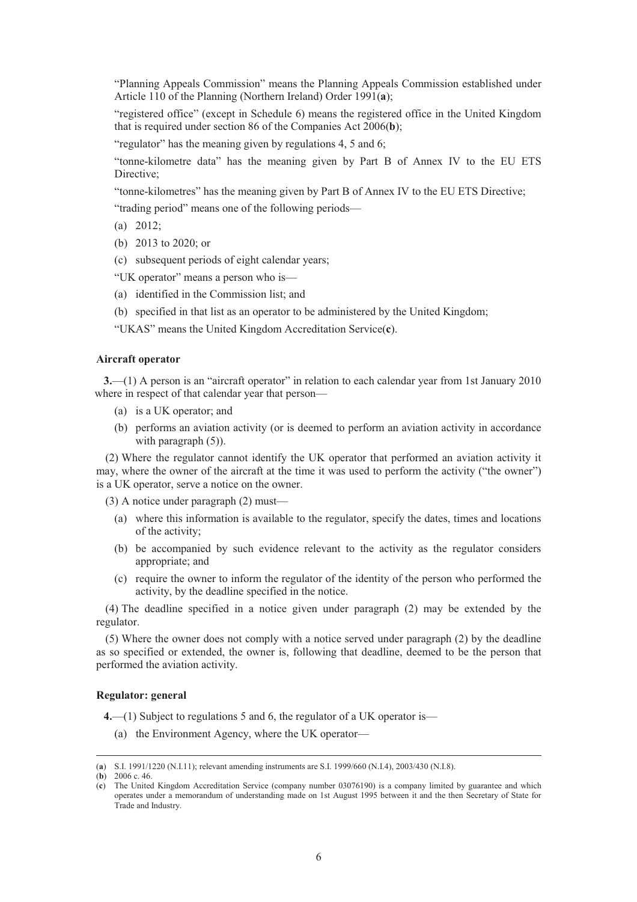"Planning Appeals Commission" means the Planning Appeals Commission established under Article 110 of the Planning (Northern Ireland) Order 1991(**a**);

"registered office" (except in Schedule 6) means the registered office in the United Kingdom that is required under section 86 of the Companies Act 2006(**b**);

"regulator" has the meaning given by regulations 4, 5 and 6;

"tonne-kilometre data" has the meaning given by Part B of Annex IV to the EU ETS Directive;

"tonne-kilometres" has the meaning given by Part B of Annex IV to the EU ETS Directive;

"trading period" means one of the following periods—

(a) 2012;

(b) 2013 to 2020; or

(c) subsequent periods of eight calendar years;

"UK operator" means a person who is—

(a) identified in the Commission list; and

(b) specified in that list as an operator to be administered by the United Kingdom;

"UKAS" means the United Kingdom Accreditation Service(**c**).

#### Aircraft operator

**3.**—(1) A person is an "aircraft operator" in relation to each calendar year from 1st January 2010 where in respect of that calendar year that person—

(a) is a UK operator; and

(b) performs an aviation activity (or is deemed to perform an aviation activity in accordance with paragraph (5)).

(2) Where the regulator cannot identify the UK operator that performed an aviation activity it may, where the owner of the aircraft at the time it was used to perform the activity ("the owner") is a UK operator, serve a notice on the owner.

(3) A notice under paragraph (2) must—

(a) where this information is available to the regulator, specify the dates, times and locations of the activity;

(b) be accompanied by such evidence relevant to the activity as the regulator considers appropriate; and

(c) require the owner to inform the regulator of the identity of the person who performed the activity, by the deadline specified in the notice.

(4) The deadline specified in a notice given under paragraph (2) may be extended by the regulator.

(5) Where the owner does not comply with a notice served under paragraph (2) by the deadline as so specified or extended, the owner is, following that deadline, deemed to be the person that performed the aviation activity.

#### Regulator: general

**4.**—(1) Subject to regulations 5 and 6, the regulator of a UK operator is—

(a) the Environment Agency, where the UK operator—

---

(**a**) S.I. 1991/1220 (N.I.11); relevant amending instruments are S.I. 1999/660 (N.I.4), 2003/430 (N.I.8).

(**b**) 2006 c. 46.

(**c**) The United Kingdom Accreditation Service (company number 03076190) is a company limited by guarantee and which operates under a memorandum of understanding made on 1st August 1995 between it and the then Secretary of State for Trade and Industry.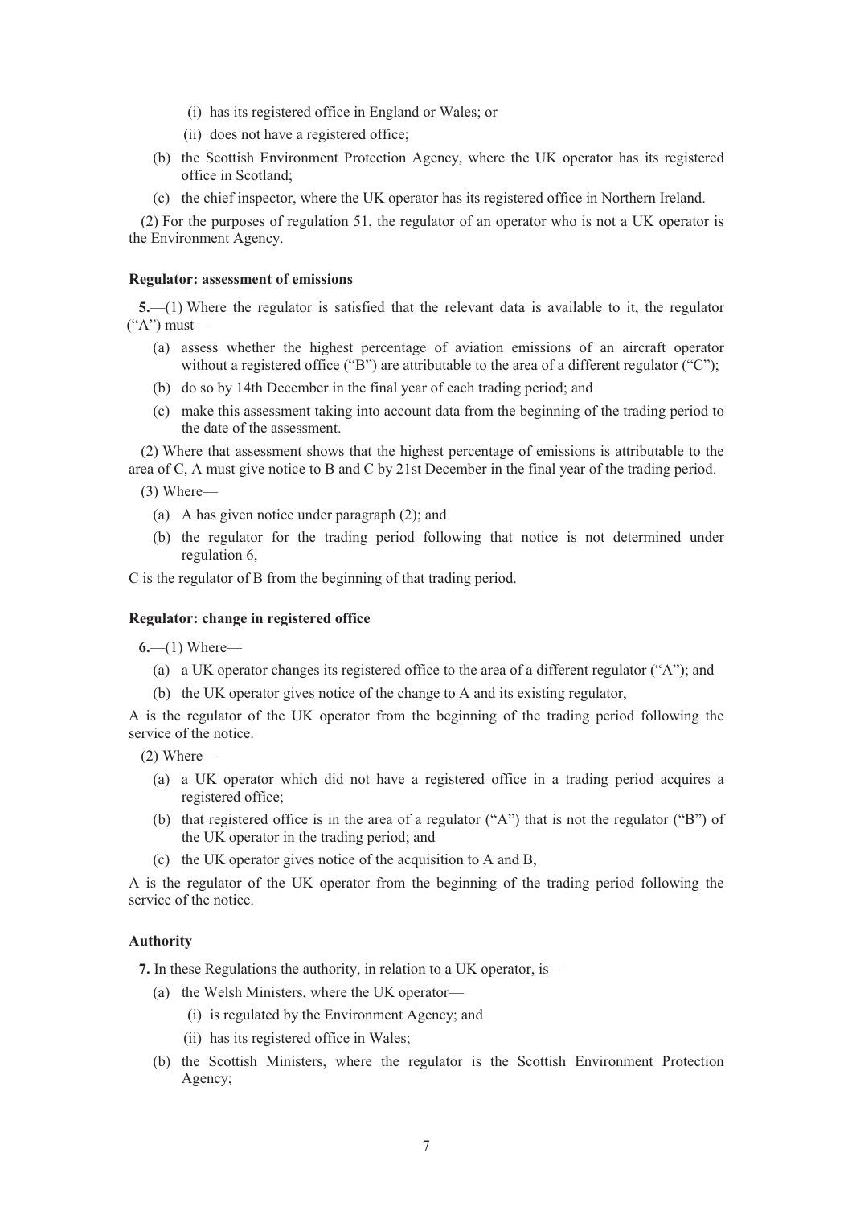(i) has its registered office in England or Wales; or

(ii) does not have a registered office;

(b) the Scottish Environment Protection Agency, where the UK operator has its registered office in Scotland;

(c) the chief inspector, where the UK operator has its registered office in Northern Ireland.

(2) For the purposes of regulation 51, the regulator of an operator who is not a UK operator is the Environment Agency.

**Regulator: assessment of emissions**

**5.**—(1) Where the regulator is satisfied that the relevant data is available to it, the regulator ("A") must—

(a) assess whether the highest percentage of aviation emissions of an aircraft operator without a registered office ("B") are attributable to the area of a different regulator ("C");

(b) do so by 14th December in the final year of each trading period; and

(c) make this assessment taking into account data from the beginning of the trading period to the date of the assessment.

(2) Where that assessment shows that the highest percentage of emissions is attributable to the area of C, A must give notice to B and C by 21st December in the final year of the trading period.

(3) Where—

(a) A has given notice under paragraph (2); and

(b) the regulator for the trading period following that notice is not determined under regulation 6,

C is the regulator of B from the beginning of that trading period.

**Regulator: change in registered office**

**6.**—(1) Where—

(a) a UK operator changes its registered office to the area of a different regulator ("A"); and

(b) the UK operator gives notice of the change to A and its existing regulator,

A is the regulator of the UK operator from the beginning of the trading period following the service of the notice.

(2) Where—

(a) a UK operator which did not have a registered office in a trading period acquires a registered office;

(b) that registered office is in the area of a regulator ("A") that is not the regulator ("B") of the UK operator in the trading period; and

(c) the UK operator gives notice of the acquisition to A and B,

A is the regulator of the UK operator from the beginning of the trading period following the service of the notice.

**Authority**

**7.** In these Regulations the authority, in relation to a UK operator, is—

(a) the Welsh Ministers, where the UK operator—

(i) is regulated by the Environment Agency; and

(ii) has its registered office in Wales;

(b) the Scottish Ministers, where the regulator is the Scottish Environment Protection Agency;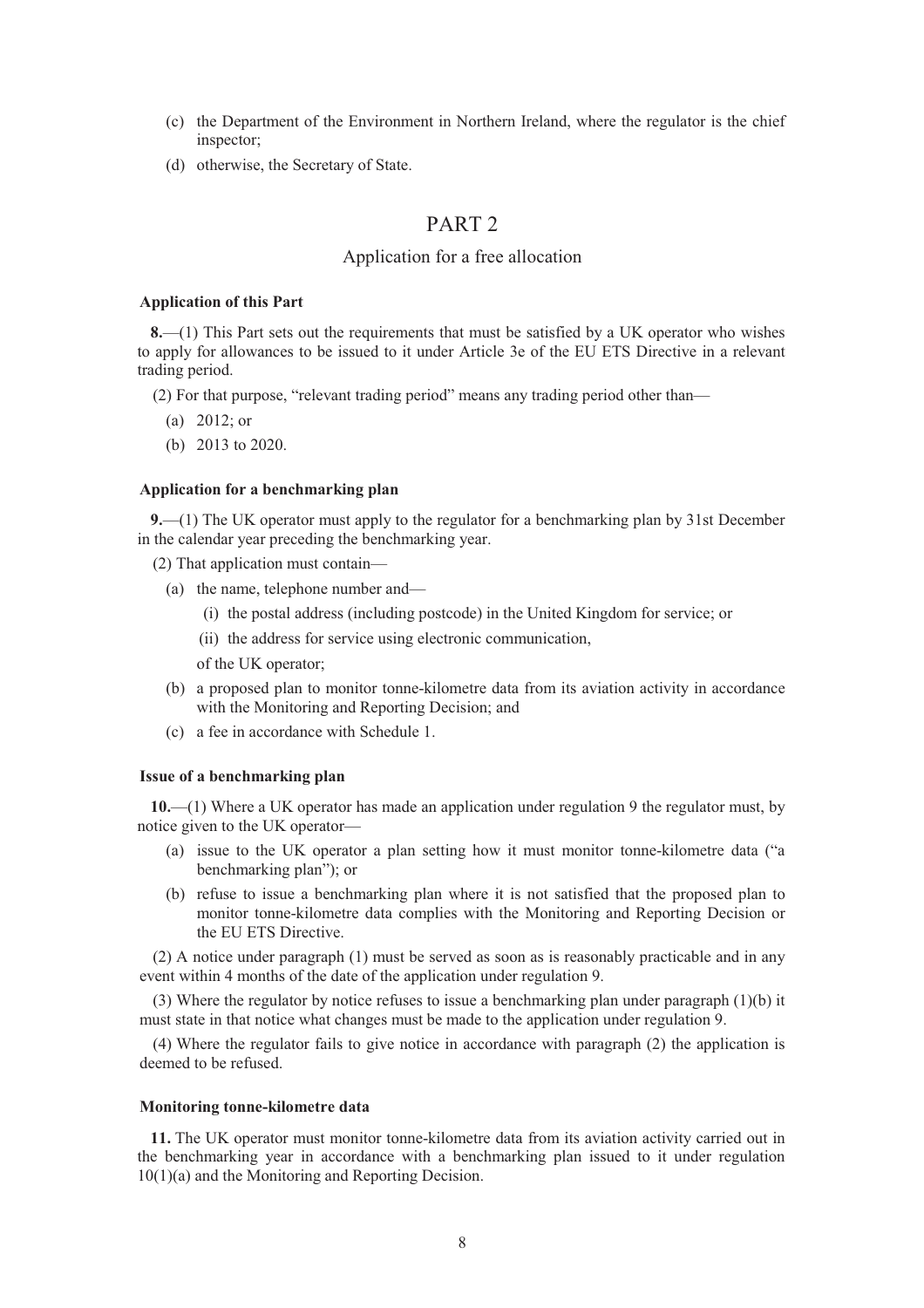(c) the Department of the Environment in Northern Ireland, where the regulator is the chief inspector;

(d) otherwise, the Secretary of State.

# PART 2

## Application for a free allocation

### Application of this Part

**8.**—(1) This Part sets out the requirements that must be satisfied by a UK operator who wishes to apply for allowances to be issued to it under Article 3e of the EU ETS Directive in a relevant trading period.

(2) For that purpose, "relevant trading period" means any trading period other than—

(a) 2012; or

(b) 2013 to 2020.

### Application for a benchmarking plan

**9.**—(1) The UK operator must apply to the regulator for a benchmarking plan by 31st December in the calendar year preceding the benchmarking year.

(2) That application must contain—

(a) the name, telephone number and—

(i) the postal address (including postcode) in the United Kingdom for service; or

(ii) the address for service using electronic communication,

of the UK operator;

(b) a proposed plan to monitor tonne-kilometre data from its aviation activity in accordance with the Monitoring and Reporting Decision; and

(c) a fee in accordance with Schedule 1.

### Issue of a benchmarking plan

**10.**—(1) Where a UK operator has made an application under regulation 9 the regulator must, by notice given to the UK operator—

(a) issue to the UK operator a plan setting how it must monitor tonne-kilometre data ("a benchmarking plan"); or

(b) refuse to issue a benchmarking plan where it is not satisfied that the proposed plan to monitor tonne-kilometre data complies with the Monitoring and Reporting Decision or the EU ETS Directive.

(2) A notice under paragraph (1) must be served as soon as is reasonably practicable and in any event within 4 months of the date of the application under regulation 9.

(3) Where the regulator by notice refuses to issue a benchmarking plan under paragraph (1)(b) it must state in that notice what changes must be made to the application under regulation 9.

(4) Where the regulator fails to give notice in accordance with paragraph (2) the application is deemed to be refused.

### Monitoring tonne-kilometre data

**11.** The UK operator must monitor tonne-kilometre data from its aviation activity carried out in the benchmarking year in accordance with a benchmarking plan issued to it under regulation 10(1)(a) and the Monitoring and Reporting Decision.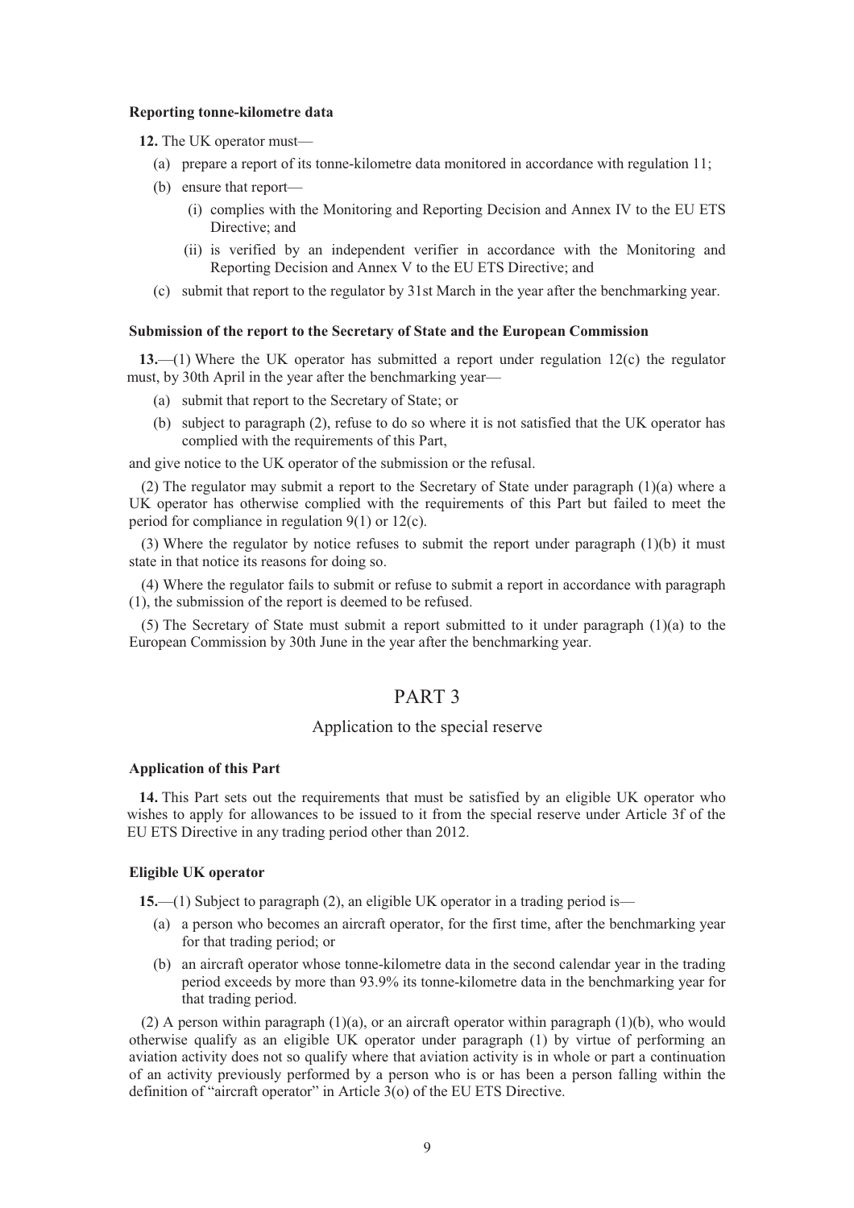**Reporting tonne-kilometre data**

**12.** The UK operator must—

(a) prepare a report of its tonne-kilometre data monitored in accordance with regulation 11;

(b) ensure that report—

(i) complies with the Monitoring and Reporting Decision and Annex IV to the EU ETS Directive; and

(ii) is verified by an independent verifier in accordance with the Monitoring and Reporting Decision and Annex V to the EU ETS Directive; and

(c) submit that report to the regulator by 31st March in the year after the benchmarking year.

**Submission of the report to the Secretary of State and the European Commission**

**13.**—(1) Where the UK operator has submitted a report under regulation 12(c) the regulator must, by 30th April in the year after the benchmarking year—

(a) submit that report to the Secretary of State; or

(b) subject to paragraph (2), refuse to do so where it is not satisfied that the UK operator has complied with the requirements of this Part,

and give notice to the UK operator of the submission or the refusal.

(2) The regulator may submit a report to the Secretary of State under paragraph (1)(a) where a UK operator has otherwise complied with the requirements of this Part but failed to meet the period for compliance in regulation 9(1) or 12(c).

(3) Where the regulator by notice refuses to submit the report under paragraph (1)(b) it must state in that notice its reasons for doing so.

(4) Where the regulator fails to submit or refuse to submit a report in accordance with paragraph (1), the submission of the report is deemed to be refused.

(5) The Secretary of State must submit a report submitted to it under paragraph (1)(a) to the European Commission by 30th June in the year after the benchmarking year.

# PART 3

## Application to the special reserve

**Application of this Part**

**14.** This Part sets out the requirements that must be satisfied by an eligible UK operator who wishes to apply for allowances to be issued to it from the special reserve under Article 3f of the EU ETS Directive in any trading period other than 2012.

**Eligible UK operator**

**15.**—(1) Subject to paragraph (2), an eligible UK operator in a trading period is—

(a) a person who becomes an aircraft operator, for the first time, after the benchmarking year for that trading period; or

(b) an aircraft operator whose tonne-kilometre data in the second calendar year in the trading period exceeds by more than 93.9% its tonne-kilometre data in the benchmarking year for that trading period.

(2) A person within paragraph (1)(a), or an aircraft operator within paragraph (1)(b), who would otherwise qualify as an eligible UK operator under paragraph (1) by virtue of performing an aviation activity does not so qualify where that aviation activity is in whole or part a continuation of an activity previously performed by a person who is or has been a person falling within the definition of "aircraft operator" in Article 3(o) of the EU ETS Directive.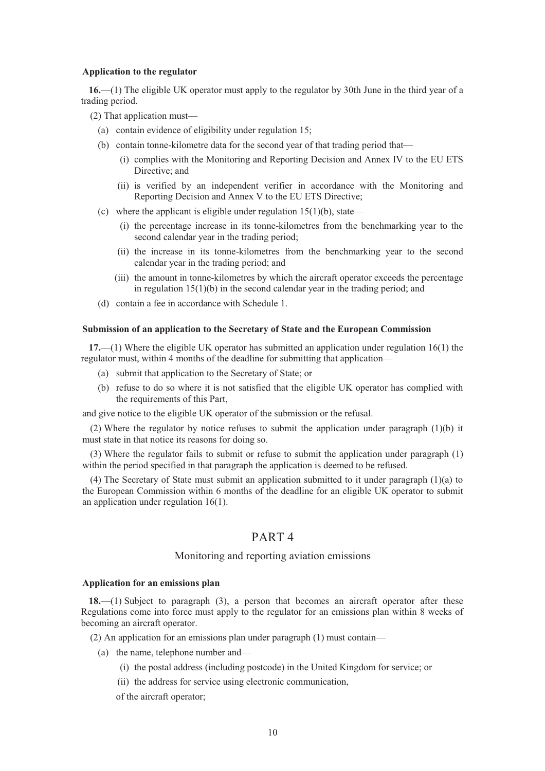**Application to the regulator**

**16.**—(1) The eligible UK operator must apply to the regulator by 30th June in the third year of a trading period.

(2) That application must—

- (a) contain evidence of eligibility under regulation 15;
- (b) contain tonne-kilometre data for the second year of that trading period that—
  - (i) complies with the Monitoring and Reporting Decision and Annex IV to the EU ETS Directive; and
  - (ii) is verified by an independent verifier in accordance with the Monitoring and Reporting Decision and Annex V to the EU ETS Directive;
- (c) where the applicant is eligible under regulation 15(1)(b), state—
  - (i) the percentage increase in its tonne-kilometres from the benchmarking year to the second calendar year in the trading period;
  - (ii) the increase in its tonne-kilometres from the benchmarking year to the second calendar year in the trading period; and
  - (iii) the amount in tonne-kilometres by which the aircraft operator exceeds the percentage in regulation 15(1)(b) in the second calendar year in the trading period; and
- (d) contain a fee in accordance with Schedule 1.

**Submission of an application to the Secretary of State and the European Commission**

**17.**—(1) Where the eligible UK operator has submitted an application under regulation 16(1) the regulator must, within 4 months of the deadline for submitting that application—

- (a) submit that application to the Secretary of State; or
- (b) refuse to do so where it is not satisfied that the eligible UK operator has complied with the requirements of this Part,

and give notice to the eligible UK operator of the submission or the refusal.

(2) Where the regulator by notice refuses to submit the application under paragraph (1)(b) it must state in that notice its reasons for doing so.

(3) Where the regulator fails to submit or refuse to submit the application under paragraph (1) within the period specified in that paragraph the application is deemed to be refused.

(4) The Secretary of State must submit an application submitted to it under paragraph (1)(a) to the European Commission within 6 months of the deadline for an eligible UK operator to submit an application under regulation 16(1).

# PART 4

## Monitoring and reporting aviation emissions

**Application for an emissions plan**

**18.**—(1) Subject to paragraph (3), a person that becomes an aircraft operator after these Regulations come into force must apply to the regulator for an emissions plan within 8 weeks of becoming an aircraft operator.

(2) An application for an emissions plan under paragraph (1) must contain—

- (a) the name, telephone number and—
  - (i) the postal address (including postcode) in the United Kingdom for service; or
  - (ii) the address for service using electronic communication,

  of the aircraft operator;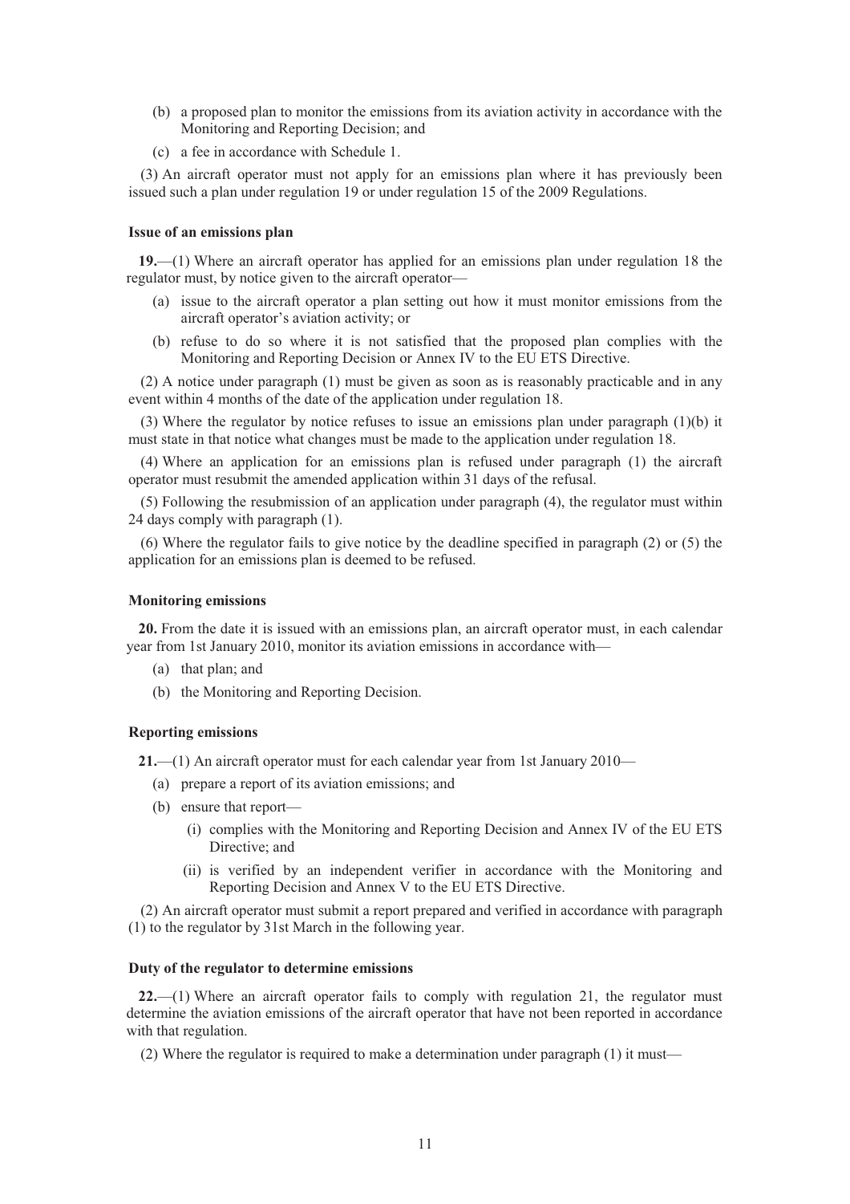(b) a proposed plan to monitor the emissions from its aviation activity in accordance with the Monitoring and Reporting Decision; and

(c) a fee in accordance with Schedule 1.

(3) An aircraft operator must not apply for an emissions plan where it has previously been issued such a plan under regulation 19 or under regulation 15 of the 2009 Regulations.

**Issue of an emissions plan**

**19.**—(1) Where an aircraft operator has applied for an emissions plan under regulation 18 the regulator must, by notice given to the aircraft operator—

(a) issue to the aircraft operator a plan setting out how it must monitor emissions from the aircraft operator's aviation activity; or

(b) refuse to do so where it is not satisfied that the proposed plan complies with the Monitoring and Reporting Decision or Annex IV to the EU ETS Directive.

(2) A notice under paragraph (1) must be given as soon as is reasonably practicable and in any event within 4 months of the date of the application under regulation 18.

(3) Where the regulator by notice refuses to issue an emissions plan under paragraph (1)(b) it must state in that notice what changes must be made to the application under regulation 18.

(4) Where an application for an emissions plan is refused under paragraph (1) the aircraft operator must resubmit the amended application within 31 days of the refusal.

(5) Following the resubmission of an application under paragraph (4), the regulator must within 24 days comply with paragraph (1).

(6) Where the regulator fails to give notice by the deadline specified in paragraph (2) or (5) the application for an emissions plan is deemed to be refused.

**Monitoring emissions**

**20.** From the date it is issued with an emissions plan, an aircraft operator must, in each calendar year from 1st January 2010, monitor its aviation emissions in accordance with—

(a) that plan; and

(b) the Monitoring and Reporting Decision.

**Reporting emissions**

**21.**—(1) An aircraft operator must for each calendar year from 1st January 2010—

(a) prepare a report of its aviation emissions; and

(b) ensure that report—

(i) complies with the Monitoring and Reporting Decision and Annex IV of the EU ETS Directive; and

(ii) is verified by an independent verifier in accordance with the Monitoring and Reporting Decision and Annex V to the EU ETS Directive.

(2) An aircraft operator must submit a report prepared and verified in accordance with paragraph (1) to the regulator by 31st March in the following year.

**Duty of the regulator to determine emissions**

**22.**—(1) Where an aircraft operator fails to comply with regulation 21, the regulator must determine the aviation emissions of the aircraft operator that have not been reported in accordance with that regulation.

(2) Where the regulator is required to make a determination under paragraph (1) it must—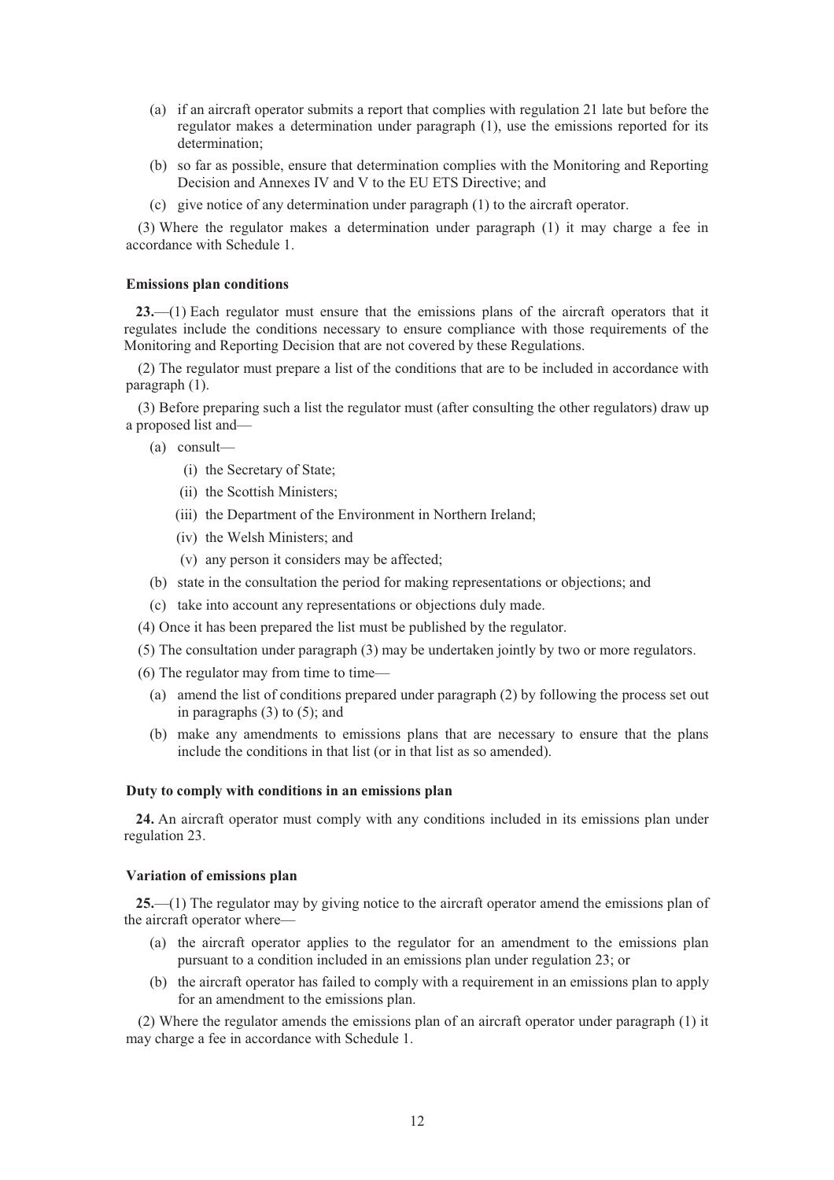(a) if an aircraft operator submits a report that complies with regulation 21 late but before the regulator makes a determination under paragraph (1), use the emissions reported for its determination;

(b) so far as possible, ensure that determination complies with the Monitoring and Reporting Decision and Annexes IV and V to the EU ETS Directive; and

(c) give notice of any determination under paragraph (1) to the aircraft operator.

(3) Where the regulator makes a determination under paragraph (1) it may charge a fee in accordance with Schedule 1.

### Emissions plan conditions

**23.**—(1) Each regulator must ensure that the emissions plans of the aircraft operators that it regulates include the conditions necessary to ensure compliance with those requirements of the Monitoring and Reporting Decision that are not covered by these Regulations.

(2) The regulator must prepare a list of the conditions that are to be included in accordance with paragraph (1).

(3) Before preparing such a list the regulator must (after consulting the other regulators) draw up a proposed list and—

(a) consult—

(i) the Secretary of State;

(ii) the Scottish Ministers;

(iii) the Department of the Environment in Northern Ireland;

(iv) the Welsh Ministers; and

(v) any person it considers may be affected;

(b) state in the consultation the period for making representations or objections; and

(c) take into account any representations or objections duly made.

(4) Once it has been prepared the list must be published by the regulator.

(5) The consultation under paragraph (3) may be undertaken jointly by two or more regulators.

(6) The regulator may from time to time—

(a) amend the list of conditions prepared under paragraph (2) by following the process set out in paragraphs (3) to (5); and

(b) make any amendments to emissions plans that are necessary to ensure that the plans include the conditions in that list (or in that list as so amended).

### Duty to comply with conditions in an emissions plan

**24.** An aircraft operator must comply with any conditions included in its emissions plan under regulation 23.

### Variation of emissions plan

**25.**—(1) The regulator may by giving notice to the aircraft operator amend the emissions plan of the aircraft operator where—

(a) the aircraft operator applies to the regulator for an amendment to the emissions plan pursuant to a condition included in an emissions plan under regulation 23; or

(b) the aircraft operator has failed to comply with a requirement in an emissions plan to apply for an amendment to the emissions plan.

(2) Where the regulator amends the emissions plan of an aircraft operator under paragraph (1) it may charge a fee in accordance with Schedule 1.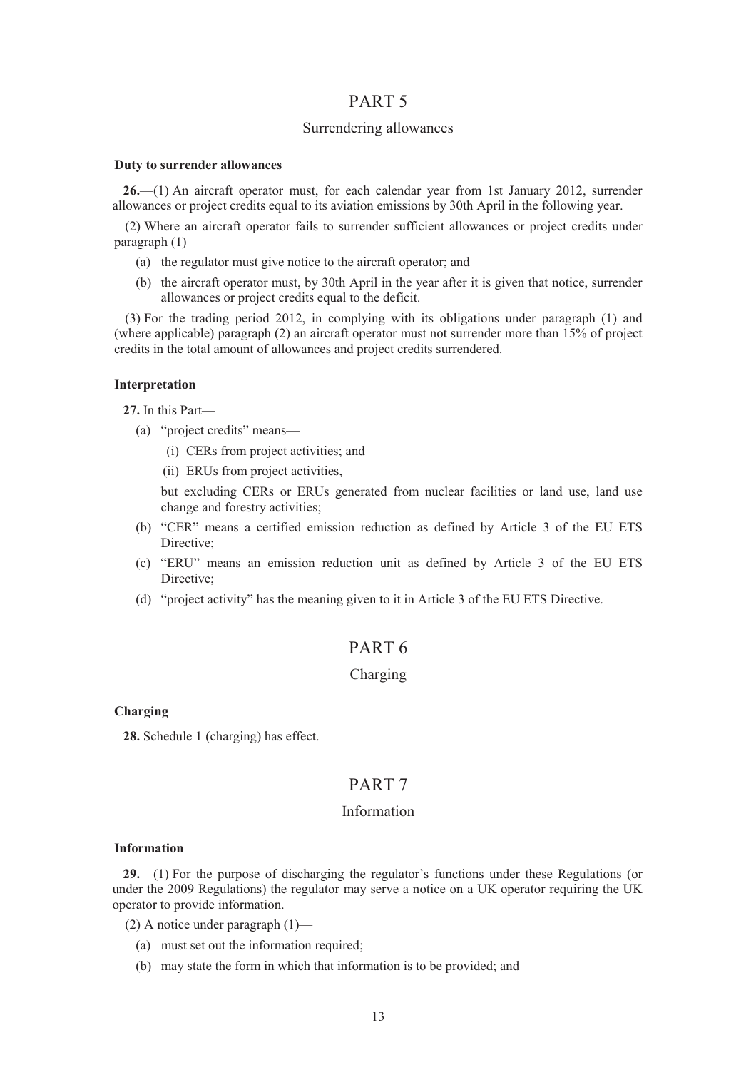# PART 5

## Surrendering allowances

### Duty to surrender allowances

**26.**—(1) An aircraft operator must, for each calendar year from 1st January 2012, surrender allowances or project credits equal to its aviation emissions by 30th April in the following year.

(2) Where an aircraft operator fails to surrender sufficient allowances or project credits under paragraph (1)—

- (a) the regulator must give notice to the aircraft operator; and
- (b) the aircraft operator must, by 30th April in the year after it is given that notice, surrender allowances or project credits equal to the deficit.

(3) For the trading period 2012, in complying with its obligations under paragraph (1) and (where applicable) paragraph (2) an aircraft operator must not surrender more than 15% of project credits in the total amount of allowances and project credits surrendered.

### Interpretation

**27.** In this Part—

- (a) "project credits" means—
  - (i) CERs from project activities; and
  - (ii) ERUs from project activities,

  but excluding CERs or ERUs generated from nuclear facilities or land use, land use change and forestry activities;
- (b) "CER" means a certified emission reduction as defined by Article 3 of the EU ETS Directive;
- (c) "ERU" means an emission reduction unit as defined by Article 3 of the EU ETS Directive;
- (d) "project activity" has the meaning given to it in Article 3 of the EU ETS Directive.

# PART 6

## Charging

### Charging

**28.** Schedule 1 (charging) has effect.

# PART 7

## Information

### Information

**29.**—(1) For the purpose of discharging the regulator's functions under these Regulations (or under the 2009 Regulations) the regulator may serve a notice on a UK operator requiring the UK operator to provide information.

(2) A notice under paragraph (1)—

- (a) must set out the information required;
- (b) may state the form in which that information is to be provided; and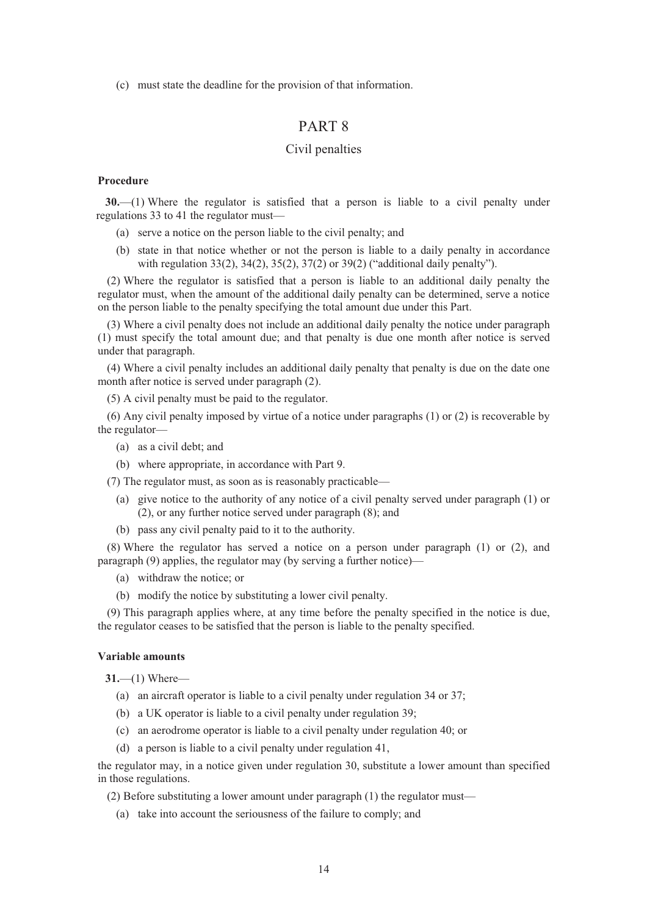(c) must state the deadline for the provision of that information.

# PART 8

## Civil penalties

### Procedure

**30.**—(1) Where the regulator is satisfied that a person is liable to a civil penalty under regulations 33 to 41 the regulator must—

(a) serve a notice on the person liable to the civil penalty; and

(b) state in that notice whether or not the person is liable to a daily penalty in accordance with regulation 33(2), 34(2), 35(2), 37(2) or 39(2) ("additional daily penalty").

(2) Where the regulator is satisfied that a person is liable to an additional daily penalty the regulator must, when the amount of the additional daily penalty can be determined, serve a notice on the person liable to the penalty specifying the total amount due under this Part.

(3) Where a civil penalty does not include an additional daily penalty the notice under paragraph (1) must specify the total amount due; and that penalty is due one month after notice is served under that paragraph.

(4) Where a civil penalty includes an additional daily penalty that penalty is due on the date one month after notice is served under paragraph (2).

(5) A civil penalty must be paid to the regulator.

(6) Any civil penalty imposed by virtue of a notice under paragraphs (1) or (2) is recoverable by the regulator—

(a) as a civil debt; and

(b) where appropriate, in accordance with Part 9.

(7) The regulator must, as soon as is reasonably practicable—

(a) give notice to the authority of any notice of a civil penalty served under paragraph (1) or (2), or any further notice served under paragraph (8); and

(b) pass any civil penalty paid to it to the authority.

(8) Where the regulator has served a notice on a person under paragraph (1) or (2), and paragraph (9) applies, the regulator may (by serving a further notice)—

(a) withdraw the notice; or

(b) modify the notice by substituting a lower civil penalty.

(9) This paragraph applies where, at any time before the penalty specified in the notice is due, the regulator ceases to be satisfied that the person is liable to the penalty specified.

### Variable amounts

**31.**—(1) Where—

(a) an aircraft operator is liable to a civil penalty under regulation 34 or 37;

(b) a UK operator is liable to a civil penalty under regulation 39;

(c) an aerodrome operator is liable to a civil penalty under regulation 40; or

(d) a person is liable to a civil penalty under regulation 41,

the regulator may, in a notice given under regulation 30, substitute a lower amount than specified in those regulations.

(2) Before substituting a lower amount under paragraph (1) the regulator must—

(a) take into account the seriousness of the failure to comply; and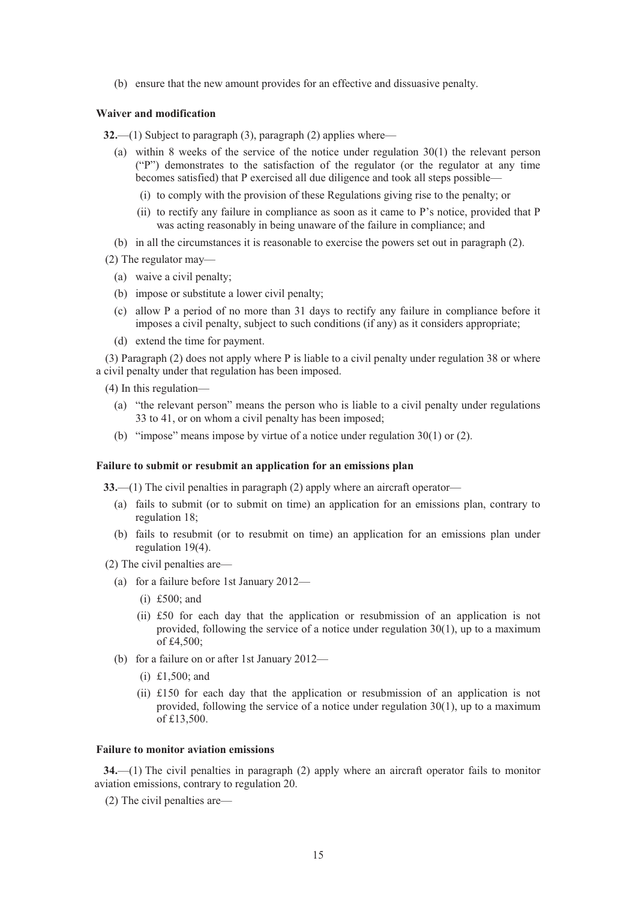(b) ensure that the new amount provides for an effective and dissuasive penalty.

**Waiver and modification**

**32.**—(1) Subject to paragraph (3), paragraph (2) applies where—

(a) within 8 weeks of the service of the notice under regulation 30(1) the relevant person ("P") demonstrates to the satisfaction of the regulator (or the regulator at any time becomes satisfied) that P exercised all due diligence and took all steps possible—

(i) to comply with the provision of these Regulations giving rise to the penalty; or

(ii) to rectify any failure in compliance as soon as it came to P's notice, provided that P was acting reasonably in being unaware of the failure in compliance; and

(b) in all the circumstances it is reasonable to exercise the powers set out in paragraph (2).

(2) The regulator may—

(a) waive a civil penalty;

(b) impose or substitute a lower civil penalty;

(c) allow P a period of no more than 31 days to rectify any failure in compliance before it imposes a civil penalty, subject to such conditions (if any) as it considers appropriate;

(d) extend the time for payment.

(3) Paragraph (2) does not apply where P is liable to a civil penalty under regulation 38 or where a civil penalty under that regulation has been imposed.

(4) In this regulation—

(a) "the relevant person" means the person who is liable to a civil penalty under regulations 33 to 41, or on whom a civil penalty has been imposed;

(b) "impose" means impose by virtue of a notice under regulation 30(1) or (2).

**Failure to submit or resubmit an application for an emissions plan**

**33.**—(1) The civil penalties in paragraph (2) apply where an aircraft operator—

(a) fails to submit (or to submit on time) an application for an emissions plan, contrary to regulation 18;

(b) fails to resubmit (or to resubmit on time) an application for an emissions plan under regulation 19(4).

(2) The civil penalties are—

(a) for a failure before 1st January 2012—

(i) £500; and

(ii) £50 for each day that the application or resubmission of an application is not provided, following the service of a notice under regulation 30(1), up to a maximum of £4,500;

(b) for a failure on or after 1st January 2012—

(i) £1,500; and

(ii) £150 for each day that the application or resubmission of an application is not provided, following the service of a notice under regulation 30(1), up to a maximum of £13,500.

**Failure to monitor aviation emissions**

**34.**—(1) The civil penalties in paragraph (2) apply where an aircraft operator fails to monitor aviation emissions, contrary to regulation 20.

(2) The civil penalties are—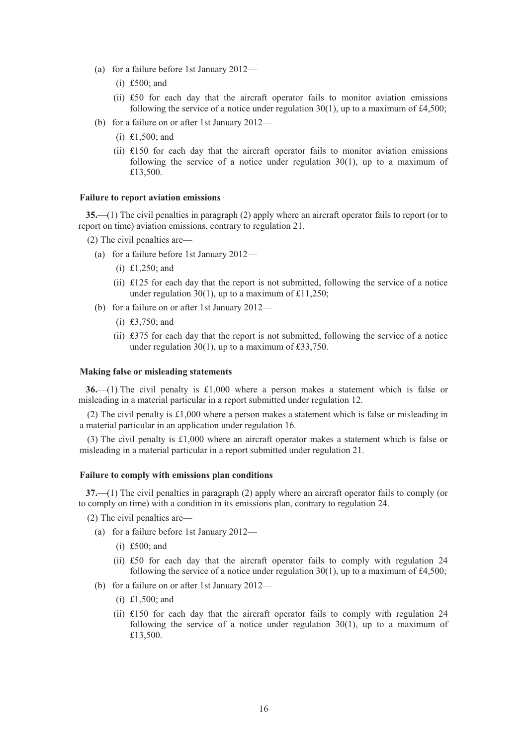(a) for a failure before 1st January 2012—

   (i) £500; and

   (ii) £50 for each day that the aircraft operator fails to monitor aviation emissions following the service of a notice under regulation 30(1), up to a maximum of £4,500;

(b) for a failure on or after 1st January 2012—

   (i) £1,500; and

   (ii) £150 for each day that the aircraft operator fails to monitor aviation emissions following the service of a notice under regulation 30(1), up to a maximum of £13,500.

**Failure to report aviation emissions**

**35.**—(1) The civil penalties in paragraph (2) apply where an aircraft operator fails to report (or to report on time) aviation emissions, contrary to regulation 21.

(2) The civil penalties are—

(a) for a failure before 1st January 2012—

   (i) £1,250; and

   (ii) £125 for each day that the report is not submitted, following the service of a notice under regulation 30(1), up to a maximum of £11,250;

(b) for a failure on or after 1st January 2012—

   (i) £3,750; and

   (ii) £375 for each day that the report is not submitted, following the service of a notice under regulation 30(1), up to a maximum of £33,750.

**Making false or misleading statements**

**36.**—(1) The civil penalty is £1,000 where a person makes a statement which is false or misleading in a material particular in a report submitted under regulation 12.

(2) The civil penalty is £1,000 where a person makes a statement which is false or misleading in a material particular in an application under regulation 16.

(3) The civil penalty is £1,000 where an aircraft operator makes a statement which is false or misleading in a material particular in a report submitted under regulation 21.

**Failure to comply with emissions plan conditions**

**37.**—(1) The civil penalties in paragraph (2) apply where an aircraft operator fails to comply (or to comply on time) with a condition in its emissions plan, contrary to regulation 24.

(2) The civil penalties are—

(a) for a failure before 1st January 2012—

   (i) £500; and

   (ii) £50 for each day that the aircraft operator fails to comply with regulation 24 following the service of a notice under regulation 30(1), up to a maximum of £4,500;

(b) for a failure on or after 1st January 2012—

   (i) £1,500; and

   (ii) £150 for each day that the aircraft operator fails to comply with regulation 24 following the service of a notice under regulation 30(1), up to a maximum of £13,500.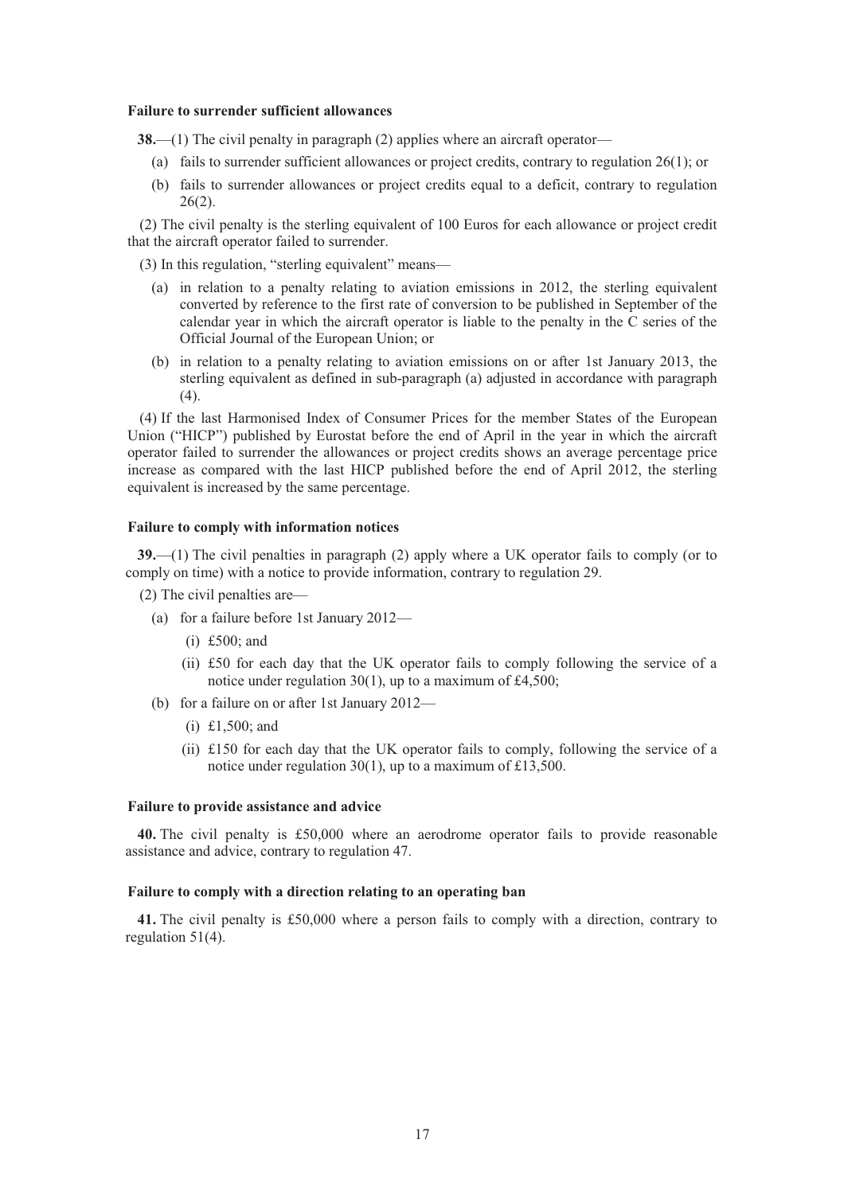**Failure to surrender sufficient allowances**

**38.**—(1) The civil penalty in paragraph (2) applies where an aircraft operator—

(a) fails to surrender sufficient allowances or project credits, contrary to regulation 26(1); or

(b) fails to surrender allowances or project credits equal to a deficit, contrary to regulation 26(2).

(2) The civil penalty is the sterling equivalent of 100 Euros for each allowance or project credit that the aircraft operator failed to surrender.

(3) In this regulation, "sterling equivalent" means—

(a) in relation to a penalty relating to aviation emissions in 2012, the sterling equivalent converted by reference to the first rate of conversion to be published in September of the calendar year in which the aircraft operator is liable to the penalty in the C series of the Official Journal of the European Union; or

(b) in relation to a penalty relating to aviation emissions on or after 1st January 2013, the sterling equivalent as defined in sub-paragraph (a) adjusted in accordance with paragraph (4).

(4) If the last Harmonised Index of Consumer Prices for the member States of the European Union ("HICP") published by Eurostat before the end of April in the year in which the aircraft operator failed to surrender the allowances or project credits shows an average percentage price increase as compared with the last HICP published before the end of April 2012, the sterling equivalent is increased by the same percentage.

**Failure to comply with information notices**

**39.**—(1) The civil penalties in paragraph (2) apply where a UK operator fails to comply (or to comply on time) with a notice to provide information, contrary to regulation 29.

(2) The civil penalties are—

(a) for a failure before 1st January 2012—

(i) £500; and

(ii) £50 for each day that the UK operator fails to comply following the service of a notice under regulation 30(1), up to a maximum of £4,500;

(b) for a failure on or after 1st January 2012—

(i) £1,500; and

(ii) £150 for each day that the UK operator fails to comply, following the service of a notice under regulation 30(1), up to a maximum of £13,500.

**Failure to provide assistance and advice**

**40.** The civil penalty is £50,000 where an aerodrome operator fails to provide reasonable assistance and advice, contrary to regulation 47.

**Failure to comply with a direction relating to an operating ban**

**41.** The civil penalty is £50,000 where a person fails to comply with a direction, contrary to regulation 51(4).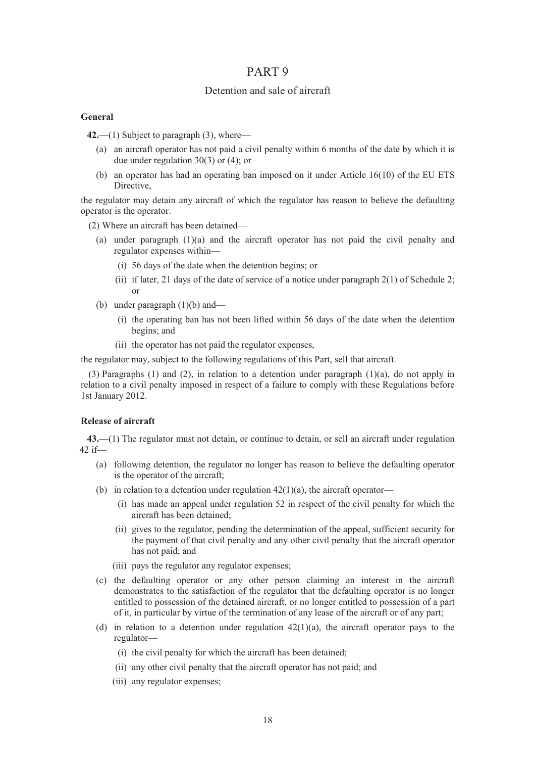# PART 9

## Detention and sale of aircraft

**General**

**42.**—(1) Subject to paragraph (3), where—

- (a) an aircraft operator has not paid a civil penalty within 6 months of the date by which it is due under regulation 30(3) or (4); or
- (b) an operator has had an operating ban imposed on it under Article 16(10) of the EU ETS Directive,

the regulator may detain any aircraft of which the regulator has reason to believe the defaulting operator is the operator.

(2) Where an aircraft has been detained—

- (a) under paragraph (1)(a) and the aircraft operator has not paid the civil penalty and regulator expenses within—
  - (i) 56 days of the date when the detention begins; or
  - (ii) if later, 21 days of the date of service of a notice under paragraph 2(1) of Schedule 2; or
- (b) under paragraph (1)(b) and—
  - (i) the operating ban has not been lifted within 56 days of the date when the detention begins; and
  - (ii) the operator has not paid the regulator expenses,

the regulator may, subject to the following regulations of this Part, sell that aircraft.

(3) Paragraphs (1) and (2), in relation to a detention under paragraph (1)(a), do not apply in relation to a civil penalty imposed in respect of a failure to comply with these Regulations before 1st January 2012.

**Release of aircraft**

**43.**—(1) The regulator must not detain, or continue to detain, or sell an aircraft under regulation 42 if—

- (a) following detention, the regulator no longer has reason to believe the defaulting operator is the operator of the aircraft;
- (b) in relation to a detention under regulation 42(1)(a), the aircraft operator—
  - (i) has made an appeal under regulation 52 in respect of the civil penalty for which the aircraft has been detained;
  - (ii) gives to the regulator, pending the determination of the appeal, sufficient security for the payment of that civil penalty and any other civil penalty that the aircraft operator has not paid; and
  - (iii) pays the regulator any regulator expenses;
- (c) the defaulting operator or any other person claiming an interest in the aircraft demonstrates to the satisfaction of the regulator that the defaulting operator is no longer entitled to possession of the detained aircraft, or no longer entitled to possession of a part of it, in particular by virtue of the termination of any lease of the aircraft or of any part;
- (d) in relation to a detention under regulation 42(1)(a), the aircraft operator pays to the regulator—
  - (i) the civil penalty for which the aircraft has been detained;
  - (ii) any other civil penalty that the aircraft operator has not paid; and
  - (iii) any regulator expenses;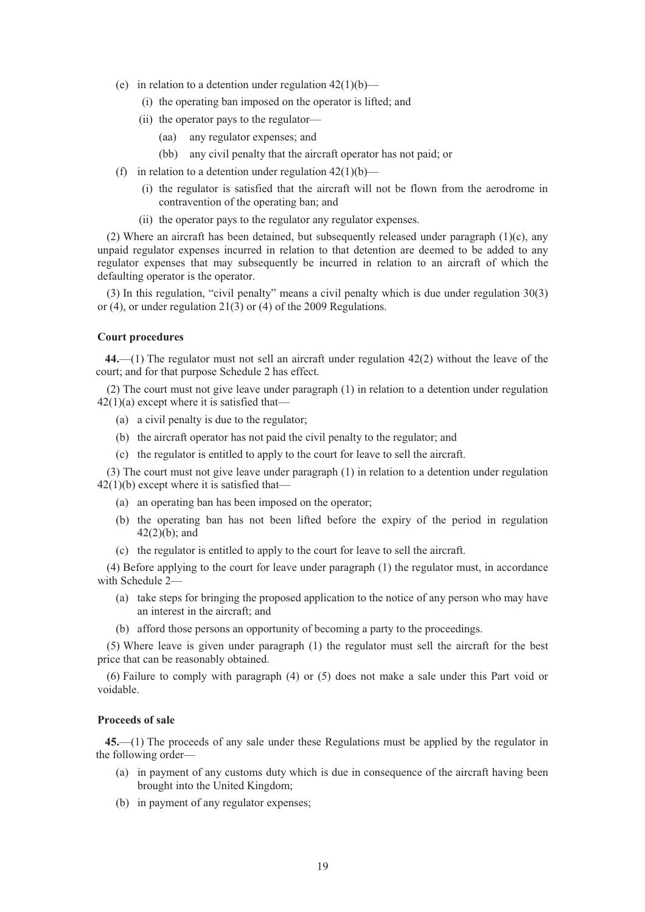(e) in relation to a detention under regulation 42(1)(b)—

(i) the operating ban imposed on the operator is lifted; and

(ii) the operator pays to the regulator—

(aa) any regulator expenses; and

(bb) any civil penalty that the aircraft operator has not paid; or

(f) in relation to a detention under regulation 42(1)(b)—

(i) the regulator is satisfied that the aircraft will not be flown from the aerodrome in contravention of the operating ban; and

(ii) the operator pays to the regulator any regulator expenses.

(2) Where an aircraft has been detained, but subsequently released under paragraph (1)(c), any unpaid regulator expenses incurred in relation to that detention are deemed to be added to any regulator expenses that may subsequently be incurred in relation to an aircraft of which the defaulting operator is the operator.

(3) In this regulation, "civil penalty" means a civil penalty which is due under regulation 30(3) or (4), or under regulation 21(3) or (4) of the 2009 Regulations.

#### Court procedures

**44.**—(1) The regulator must not sell an aircraft under regulation 42(2) without the leave of the court; and for that purpose Schedule 2 has effect.

(2) The court must not give leave under paragraph (1) in relation to a detention under regulation 42(1)(a) except where it is satisfied that—

(a) a civil penalty is due to the regulator;

(b) the aircraft operator has not paid the civil penalty to the regulator; and

(c) the regulator is entitled to apply to the court for leave to sell the aircraft.

(3) The court must not give leave under paragraph (1) in relation to a detention under regulation 42(1)(b) except where it is satisfied that—

(a) an operating ban has been imposed on the operator;

(b) the operating ban has not been lifted before the expiry of the period in regulation 42(2)(b); and

(c) the regulator is entitled to apply to the court for leave to sell the aircraft.

(4) Before applying to the court for leave under paragraph (1) the regulator must, in accordance with Schedule 2—

(a) take steps for bringing the proposed application to the notice of any person who may have an interest in the aircraft; and

(b) afford those persons an opportunity of becoming a party to the proceedings.

(5) Where leave is given under paragraph (1) the regulator must sell the aircraft for the best price that can be reasonably obtained.

(6) Failure to comply with paragraph (4) or (5) does not make a sale under this Part void or voidable.

#### Proceeds of sale

**45.**—(1) The proceeds of any sale under these Regulations must be applied by the regulator in the following order—

(a) in payment of any customs duty which is due in consequence of the aircraft having been brought into the United Kingdom;

(b) in payment of any regulator expenses;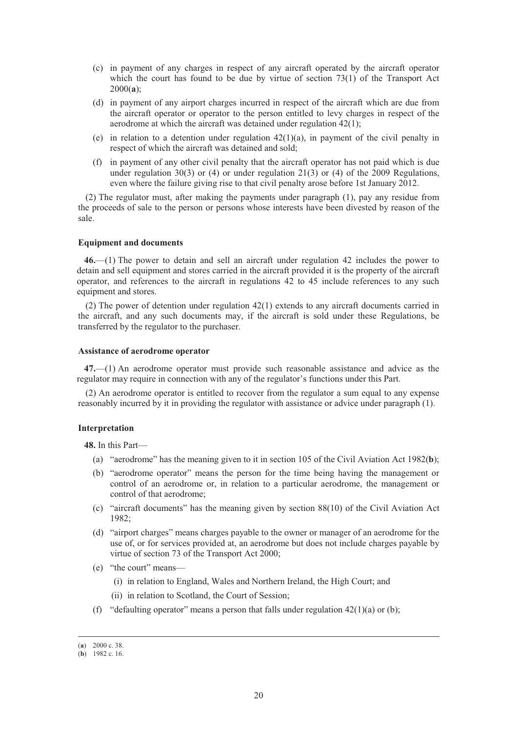(c) in payment of any charges in respect of any aircraft operated by the aircraft operator which the court has found to be due by virtue of section 73(1) of the Transport Act 2000([a]);

(d) in payment of any airport charges incurred in respect of the aircraft which are due from the aircraft operator or operator to the person entitled to levy charges in respect of the aerodrome at which the aircraft was detained under regulation 42(1);

(e) in relation to a detention under regulation 42(1)(a), in payment of the civil penalty in respect of which the aircraft was detained and sold;

(f) in payment of any other civil penalty that the aircraft operator has not paid which is due under regulation 30(3) or (4) or under regulation 21(3) or (4) of the 2009 Regulations, even where the failure giving rise to that civil penalty arose before 1st January 2012.

(2) The regulator must, after making the payments under paragraph (1), pay any residue from the proceeds of sale to the person or persons whose interests have been divested by reason of the sale.

**Equipment and documents**

**46.**—(1) The power to detain and sell an aircraft under regulation 42 includes the power to detain and sell equipment and stores carried in the aircraft provided it is the property of the aircraft operator, and references to the aircraft in regulations 42 to 45 include references to any such equipment and stores.

(2) The power of detention under regulation 42(1) extends to any aircraft documents carried in the aircraft, and any such documents may, if the aircraft is sold under these Regulations, be transferred by the regulator to the purchaser.

**Assistance of aerodrome operator**

**47.**—(1) An aerodrome operator must provide such reasonable assistance and advice as the regulator may require in connection with any of the regulator's functions under this Part.

(2) An aerodrome operator is entitled to recover from the regulator a sum equal to any expense reasonably incurred by it in providing the regulator with assistance or advice under paragraph (1).

**Interpretation**

**48.** In this Part—

(a) "aerodrome" has the meaning given to it in section 105 of the Civil Aviation Act 1982([b]);

(b) "aerodrome operator" means the person for the time being having the management or control of an aerodrome or, in relation to a particular aerodrome, the management or control of that aerodrome;

(c) "aircraft documents" has the meaning given by section 88(10) of the Civil Aviation Act 1982;

(d) "airport charges" means charges payable to the owner or manager of an aerodrome for the use of, or for services provided at, an aerodrome but does not include charges payable by virtue of section 73 of the Transport Act 2000;

(e) "the court" means—

  (i) in relation to England, Wales and Northern Ireland, the High Court; and

  (ii) in relation to Scotland, the Court of Session;

(f) "defaulting operator" means a person that falls under regulation 42(1)(a) or (b);

---

([a]) 2000 c. 38.

([b]) 1982 c. 16.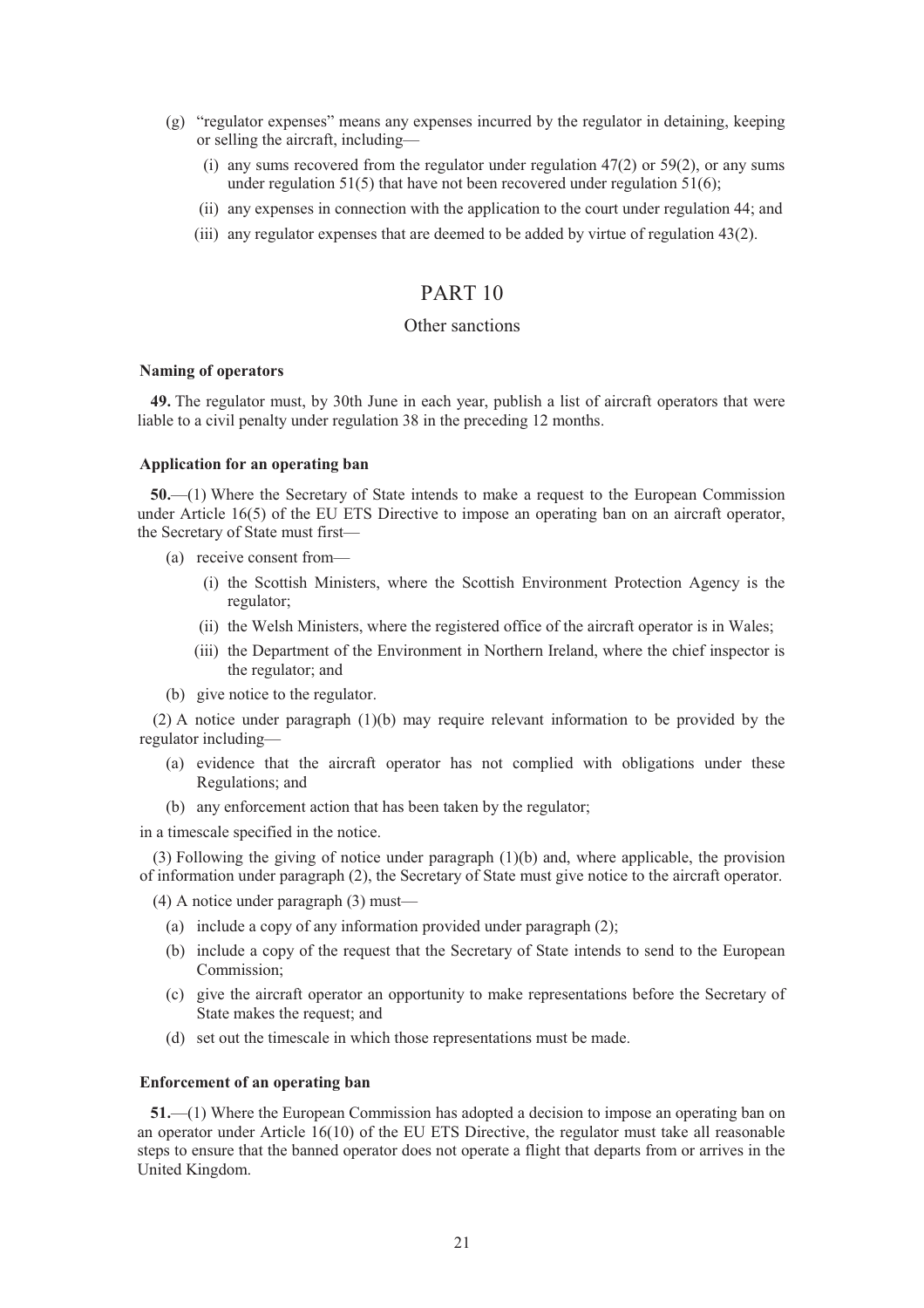(g) "regulator expenses" means any expenses incurred by the regulator in detaining, keeping or selling the aircraft, including—

   (i) any sums recovered from the regulator under regulation 47(2) or 59(2), or any sums under regulation 51(5) that have not been recovered under regulation 51(6);

   (ii) any expenses in connection with the application to the court under regulation 44; and

   (iii) any regulator expenses that are deemed to be added by virtue of regulation 43(2).

# PART 10

## Other sanctions

### Naming of operators

**49.** The regulator must, by 30th June in each year, publish a list of aircraft operators that were liable to a civil penalty under regulation 38 in the preceding 12 months.

### Application for an operating ban

**50.**—(1) Where the Secretary of State intends to make a request to the European Commission under Article 16(5) of the EU ETS Directive to impose an operating ban on an aircraft operator, the Secretary of State must first—

(a) receive consent from—

   (i) the Scottish Ministers, where the Scottish Environment Protection Agency is the regulator;

   (ii) the Welsh Ministers, where the registered office of the aircraft operator is in Wales;

   (iii) the Department of the Environment in Northern Ireland, where the chief inspector is the regulator; and

(b) give notice to the regulator.

(2) A notice under paragraph (1)(b) may require relevant information to be provided by the regulator including—

(a) evidence that the aircraft operator has not complied with obligations under these Regulations; and

(b) any enforcement action that has been taken by the regulator;

in a timescale specified in the notice.

(3) Following the giving of notice under paragraph (1)(b) and, where applicable, the provision of information under paragraph (2), the Secretary of State must give notice to the aircraft operator.

(4) A notice under paragraph (3) must—

(a) include a copy of any information provided under paragraph (2);

(b) include a copy of the request that the Secretary of State intends to send to the European Commission;

(c) give the aircraft operator an opportunity to make representations before the Secretary of State makes the request; and

(d) set out the timescale in which those representations must be made.

### Enforcement of an operating ban

**51.**—(1) Where the European Commission has adopted a decision to impose an operating ban on an operator under Article 16(10) of the EU ETS Directive, the regulator must take all reasonable steps to ensure that the banned operator does not operate a flight that departs from or arrives in the United Kingdom.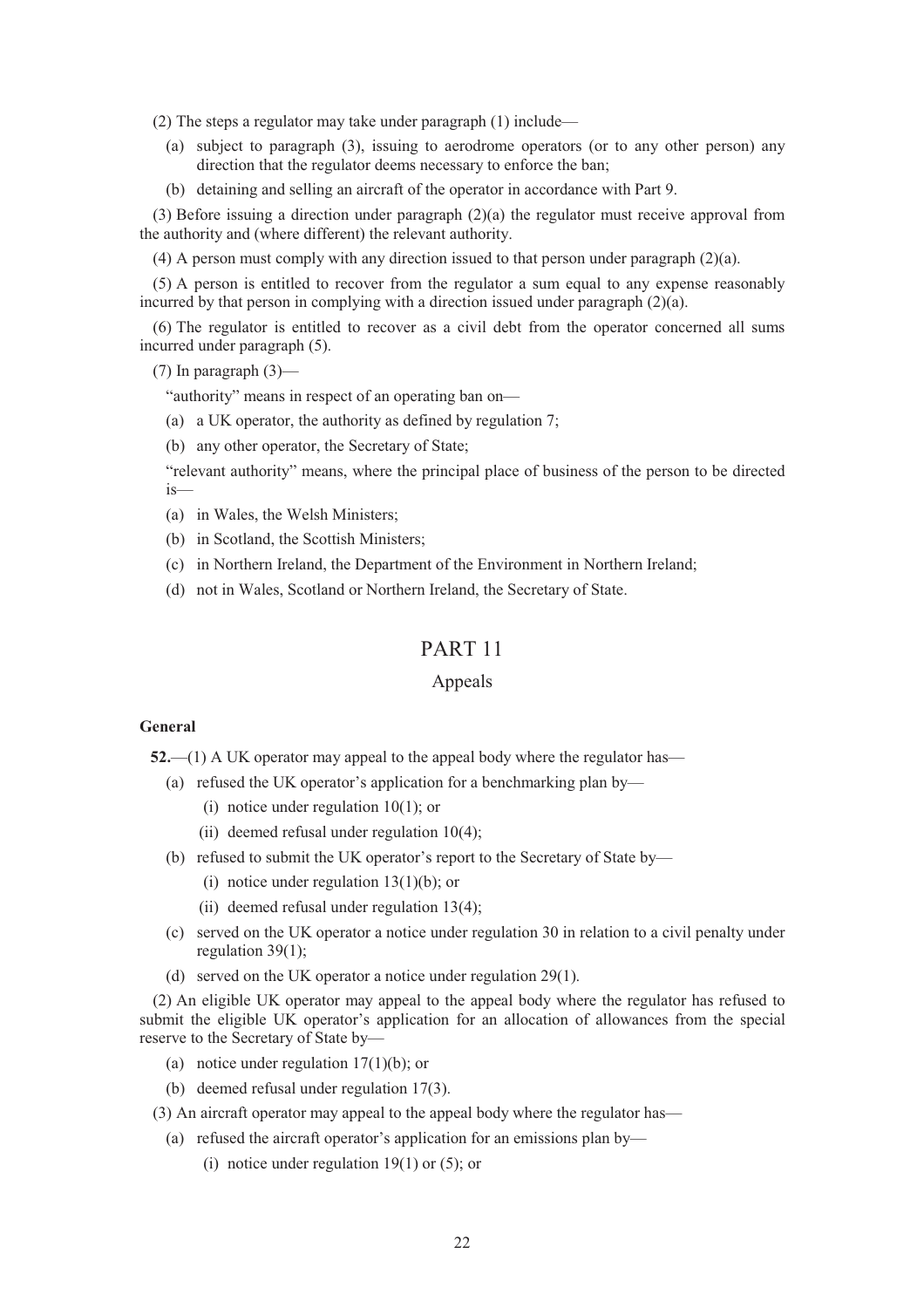(2) The steps a regulator may take under paragraph (1) include—

(a) subject to paragraph (3), issuing to aerodrome operators (or to any other person) any direction that the regulator deems necessary to enforce the ban;

(b) detaining and selling an aircraft of the operator in accordance with Part 9.

(3) Before issuing a direction under paragraph (2)(a) the regulator must receive approval from the authority and (where different) the relevant authority.

(4) A person must comply with any direction issued to that person under paragraph (2)(a).

(5) A person is entitled to recover from the regulator a sum equal to any expense reasonably incurred by that person in complying with a direction issued under paragraph (2)(a).

(6) The regulator is entitled to recover as a civil debt from the operator concerned all sums incurred under paragraph (5).

(7) In paragraph (3)—

"authority" means in respect of an operating ban on—

(a) a UK operator, the authority as defined by regulation 7;

(b) any other operator, the Secretary of State;

"relevant authority" means, where the principal place of business of the person to be directed is—

(a) in Wales, the Welsh Ministers;

(b) in Scotland, the Scottish Ministers;

(c) in Northern Ireland, the Department of the Environment in Northern Ireland;

(d) not in Wales, Scotland or Northern Ireland, the Secretary of State.

## PART 11

## Appeals

**General**

**52.**—(1) A UK operator may appeal to the appeal body where the regulator has—

(a) refused the UK operator's application for a benchmarking plan by—

(i) notice under regulation 10(1); or

(ii) deemed refusal under regulation 10(4);

(b) refused to submit the UK operator's report to the Secretary of State by—

(i) notice under regulation 13(1)(b); or

(ii) deemed refusal under regulation 13(4);

(c) served on the UK operator a notice under regulation 30 in relation to a civil penalty under regulation 39(1);

(d) served on the UK operator a notice under regulation 29(1).

(2) An eligible UK operator may appeal to the appeal body where the regulator has refused to submit the eligible UK operator's application for an allocation of allowances from the special reserve to the Secretary of State by—

(a) notice under regulation 17(1)(b); or

(b) deemed refusal under regulation 17(3).

(3) An aircraft operator may appeal to the appeal body where the regulator has—

(a) refused the aircraft operator's application for an emissions plan by—

(i) notice under regulation 19(1) or (5); or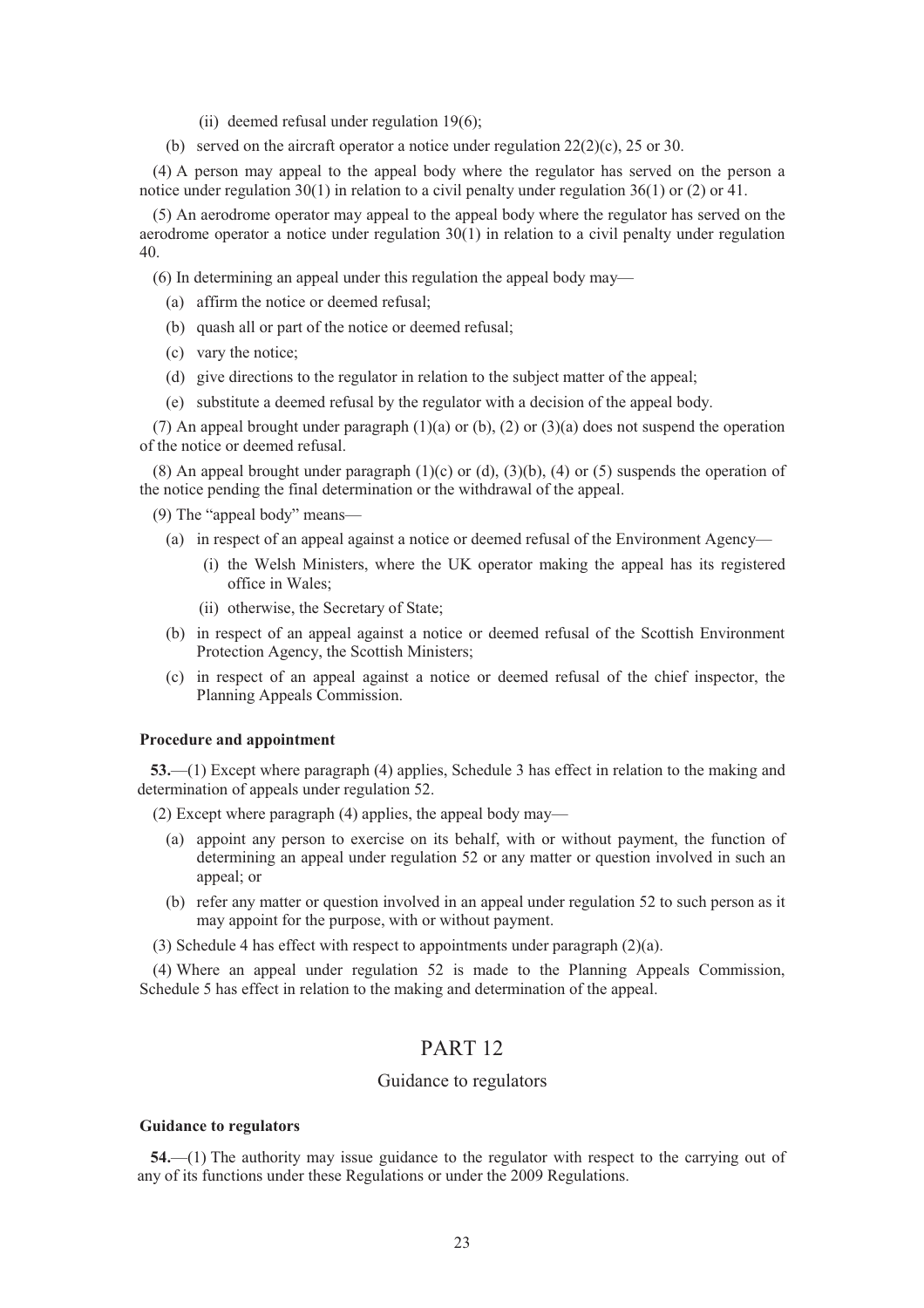(ii) deemed refusal under regulation 19(6);

(b) served on the aircraft operator a notice under regulation 22(2)(c), 25 or 30.

(4) A person may appeal to the appeal body where the regulator has served on the person a notice under regulation 30(1) in relation to a civil penalty under regulation 36(1) or (2) or 41.

(5) An aerodrome operator may appeal to the appeal body where the regulator has served on the aerodrome operator a notice under regulation 30(1) in relation to a civil penalty under regulation 40.

(6) In determining an appeal under this regulation the appeal body may—

(a) affirm the notice or deemed refusal;

(b) quash all or part of the notice or deemed refusal;

(c) vary the notice;

(d) give directions to the regulator in relation to the subject matter of the appeal;

(e) substitute a deemed refusal by the regulator with a decision of the appeal body.

(7) An appeal brought under paragraph (1)(a) or (b), (2) or (3)(a) does not suspend the operation of the notice or deemed refusal.

(8) An appeal brought under paragraph (1)(c) or (d), (3)(b), (4) or (5) suspends the operation of the notice pending the final determination or the withdrawal of the appeal.

(9) The "appeal body" means—

(a) in respect of an appeal against a notice or deemed refusal of the Environment Agency—

(i) the Welsh Ministers, where the UK operator making the appeal has its registered office in Wales;

(ii) otherwise, the Secretary of State;

(b) in respect of an appeal against a notice or deemed refusal of the Scottish Environment Protection Agency, the Scottish Ministers;

(c) in respect of an appeal against a notice or deemed refusal of the chief inspector, the Planning Appeals Commission.

**Procedure and appointment**

**53.**—(1) Except where paragraph (4) applies, Schedule 3 has effect in relation to the making and determination of appeals under regulation 52.

(2) Except where paragraph (4) applies, the appeal body may—

(a) appoint any person to exercise on its behalf, with or without payment, the function of determining an appeal under regulation 52 or any matter or question involved in such an appeal; or

(b) refer any matter or question involved in an appeal under regulation 52 to such person as it may appoint for the purpose, with or without payment.

(3) Schedule 4 has effect with respect to appointments under paragraph (2)(a).

(4) Where an appeal under regulation 52 is made to the Planning Appeals Commission, Schedule 5 has effect in relation to the making and determination of the appeal.

## PART 12

### Guidance to regulators

**Guidance to regulators**

**54.**—(1) The authority may issue guidance to the regulator with respect to the carrying out of any of its functions under these Regulations or under the 2009 Regulations.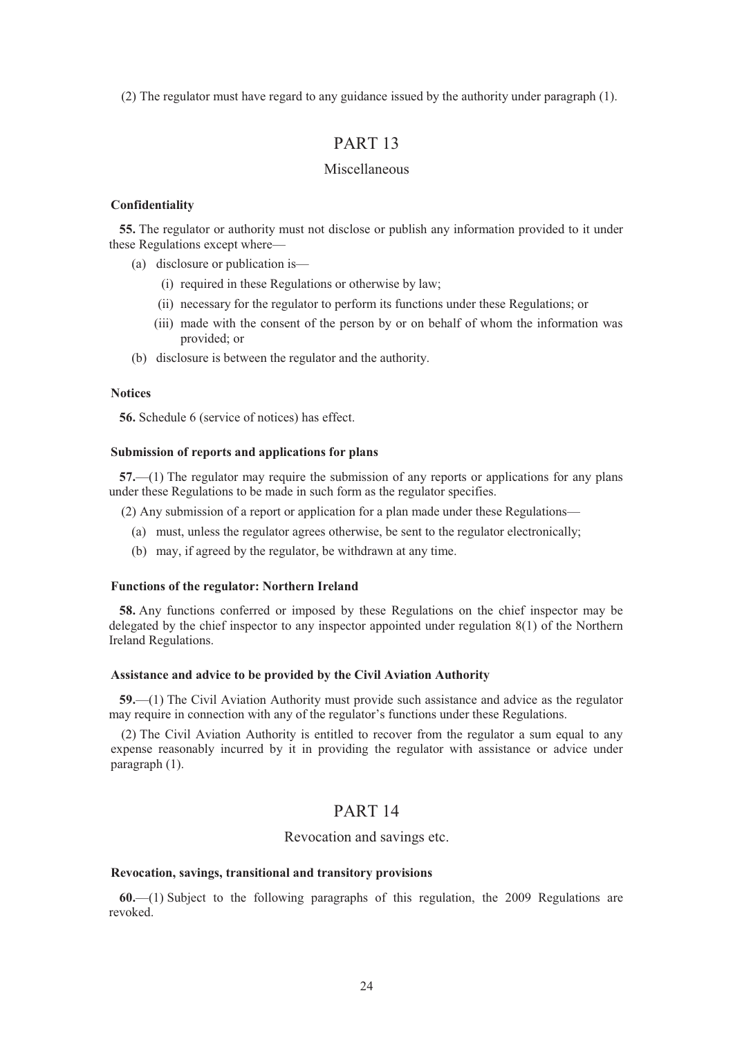(2) The regulator must have regard to any guidance issued by the authority under paragraph (1).

# PART 13

## Miscellaneous

### Confidentiality

**55.** The regulator or authority must not disclose or publish any information provided to it under these Regulations except where—

- (a) disclosure or publication is—
  - (i) required in these Regulations or otherwise by law;
  - (ii) necessary for the regulator to perform its functions under these Regulations; or
  - (iii) made with the consent of the person by or on behalf of whom the information was provided; or
- (b) disclosure is between the regulator and the authority.

### Notices

**56.** Schedule 6 (service of notices) has effect.

### Submission of reports and applications for plans

**57.**—(1) The regulator may require the submission of any reports or applications for any plans under these Regulations to be made in such form as the regulator specifies.

(2) Any submission of a report or application for a plan made under these Regulations—

- (a) must, unless the regulator agrees otherwise, be sent to the regulator electronically;
- (b) may, if agreed by the regulator, be withdrawn at any time.

### Functions of the regulator: Northern Ireland

**58.** Any functions conferred or imposed by these Regulations on the chief inspector may be delegated by the chief inspector to any inspector appointed under regulation 8(1) of the Northern Ireland Regulations.

### Assistance and advice to be provided by the Civil Aviation Authority

**59.**—(1) The Civil Aviation Authority must provide such assistance and advice as the regulator may require in connection with any of the regulator's functions under these Regulations.

(2) The Civil Aviation Authority is entitled to recover from the regulator a sum equal to any expense reasonably incurred by it in providing the regulator with assistance or advice under paragraph (1).

# PART 14

## Revocation and savings etc.

### Revocation, savings, transitional and transitory provisions

**60.**—(1) Subject to the following paragraphs of this regulation, the 2009 Regulations are revoked.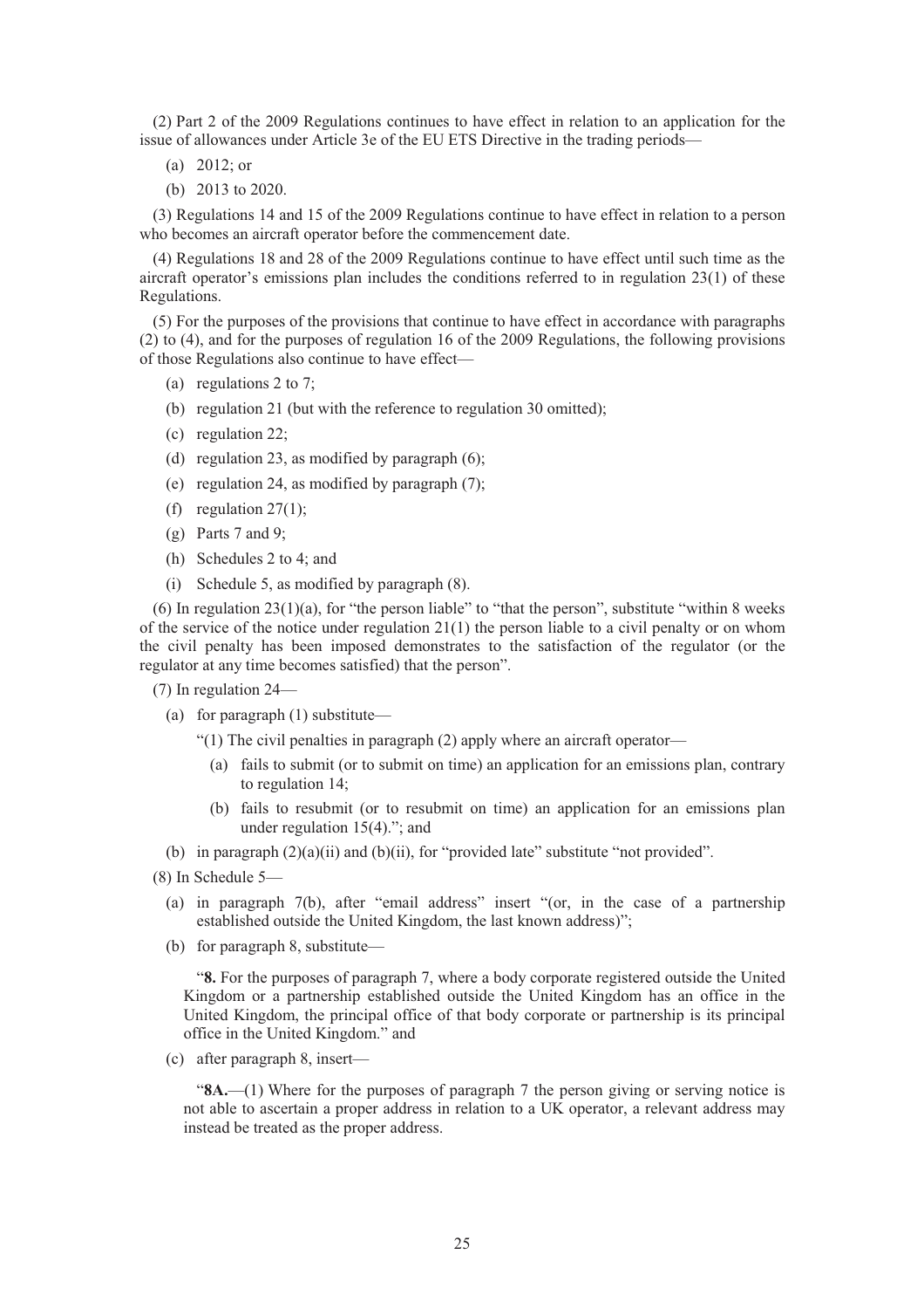(2) Part 2 of the 2009 Regulations continues to have effect in relation to an application for the issue of allowances under Article 3e of the EU ETS Directive in the trading periods—

(a) 2012; or

(b) 2013 to 2020.

(3) Regulations 14 and 15 of the 2009 Regulations continue to have effect in relation to a person who becomes an aircraft operator before the commencement date.

(4) Regulations 18 and 28 of the 2009 Regulations continue to have effect until such time as the aircraft operator's emissions plan includes the conditions referred to in regulation 23(1) of these Regulations.

(5) For the purposes of the provisions that continue to have effect in accordance with paragraphs (2) to (4), and for the purposes of regulation 16 of the 2009 Regulations, the following provisions of those Regulations also continue to have effect—

(a) regulations 2 to 7;

(b) regulation 21 (but with the reference to regulation 30 omitted);

(c) regulation 22;

(d) regulation 23, as modified by paragraph (6);

(e) regulation 24, as modified by paragraph (7);

(f) regulation 27(1);

(g) Parts 7 and 9;

(h) Schedules 2 to 4; and

(i) Schedule 5, as modified by paragraph (8).

(6) In regulation 23(1)(a), for "the person liable" to "that the person", substitute "within 8 weeks of the service of the notice under regulation 21(1) the person liable to a civil penalty or on whom the civil penalty has been imposed demonstrates to the satisfaction of the regulator (or the regulator at any time becomes satisfied) that the person".

(7) In regulation 24—

(a) for paragraph (1) substitute—

"(1) The civil penalties in paragraph (2) apply where an aircraft operator—

(a) fails to submit (or to submit on time) an application for an emissions plan, contrary to regulation 14;

(b) fails to resubmit (or to resubmit on time) an application for an emissions plan under regulation 15(4)."; and

(b) in paragraph (2)(a)(ii) and (b)(ii), for "provided late" substitute "not provided".

(8) In Schedule 5—

(a) in paragraph 7(b), after "email address" insert "(or, in the case of a partnership established outside the United Kingdom, the last known address)";

(b) for paragraph 8, substitute—

"**8.** For the purposes of paragraph 7, where a body corporate registered outside the United Kingdom or a partnership established outside the United Kingdom has an office in the United Kingdom, the principal office of that body corporate or partnership is its principal office in the United Kingdom." and

(c) after paragraph 8, insert—

"**8A.**—(1) Where for the purposes of paragraph 7 the person giving or serving notice is not able to ascertain a proper address in relation to a UK operator, a relevant address may instead be treated as the proper address.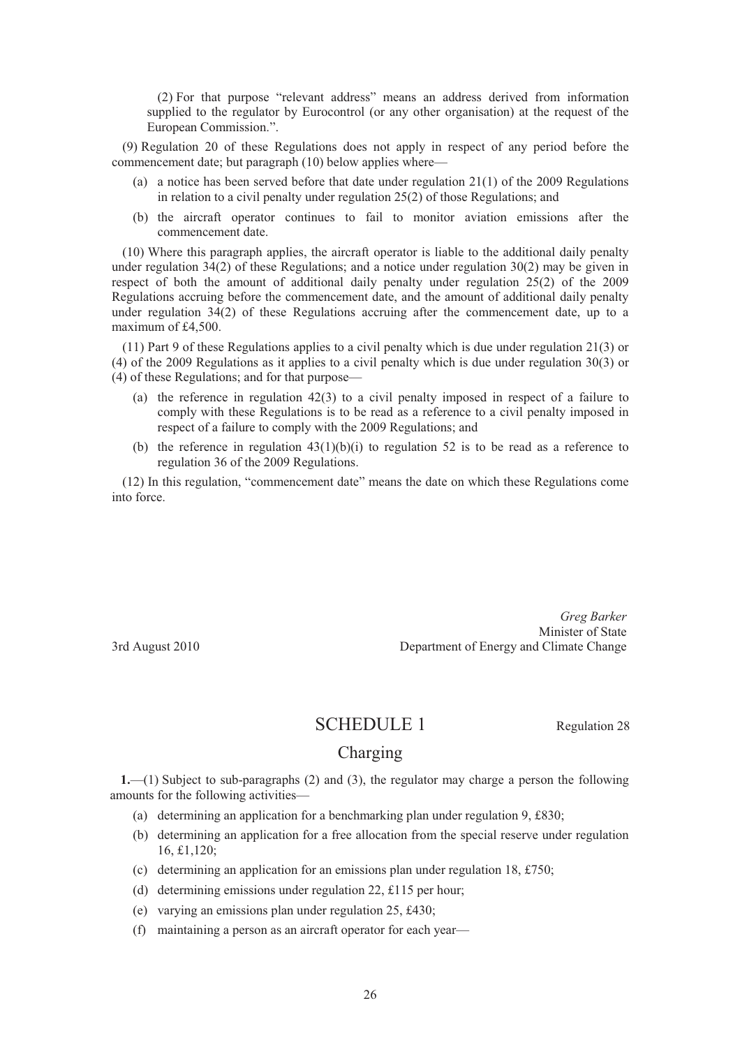(2) For that purpose "relevant address" means an address derived from information supplied to the regulator by Eurocontrol (or any other organisation) at the request of the European Commission.".

(9) Regulation 20 of these Regulations does not apply in respect of any period before the commencement date; but paragraph (10) below applies where—

(a) a notice has been served before that date under regulation 21(1) of the 2009 Regulations in relation to a civil penalty under regulation 25(2) of those Regulations; and

(b) the aircraft operator continues to fail to monitor aviation emissions after the commencement date.

(10) Where this paragraph applies, the aircraft operator is liable to the additional daily penalty under regulation 34(2) of these Regulations; and a notice under regulation 30(2) may be given in respect of both the amount of additional daily penalty under regulation 25(2) of the 2009 Regulations accruing before the commencement date, and the amount of additional daily penalty under regulation 34(2) of these Regulations accruing after the commencement date, up to a maximum of £4,500.

(11) Part 9 of these Regulations applies to a civil penalty which is due under regulation 21(3) or (4) of the 2009 Regulations as it applies to a civil penalty which is due under regulation 30(3) or (4) of these Regulations; and for that purpose—

(a) the reference in regulation 42(3) to a civil penalty imposed in respect of a failure to comply with these Regulations is to be read as a reference to a civil penalty imposed in respect of a failure to comply with the 2009 Regulations; and

(b) the reference in regulation 43(1)(b)(i) to regulation 52 is to be read as a reference to regulation 36 of the 2009 Regulations.

(12) In this regulation, "commencement date" means the date on which these Regulations come into force.

*Greg Barker*
Minister of State
3rd August 2010 Department of Energy and Climate Change

## SCHEDULE 1

Regulation 28

## Charging

**1.**—(1) Subject to sub-paragraphs (2) and (3), the regulator may charge a person the following amounts for the following activities—

(a) determining an application for a benchmarking plan under regulation 9, £830;

(b) determining an application for a free allocation from the special reserve under regulation 16, £1,120;

(c) determining an application for an emissions plan under regulation 18, £750;

(d) determining emissions under regulation 22, £115 per hour;

(e) varying an emissions plan under regulation 25, £430;

(f) maintaining a person as an aircraft operator for each year—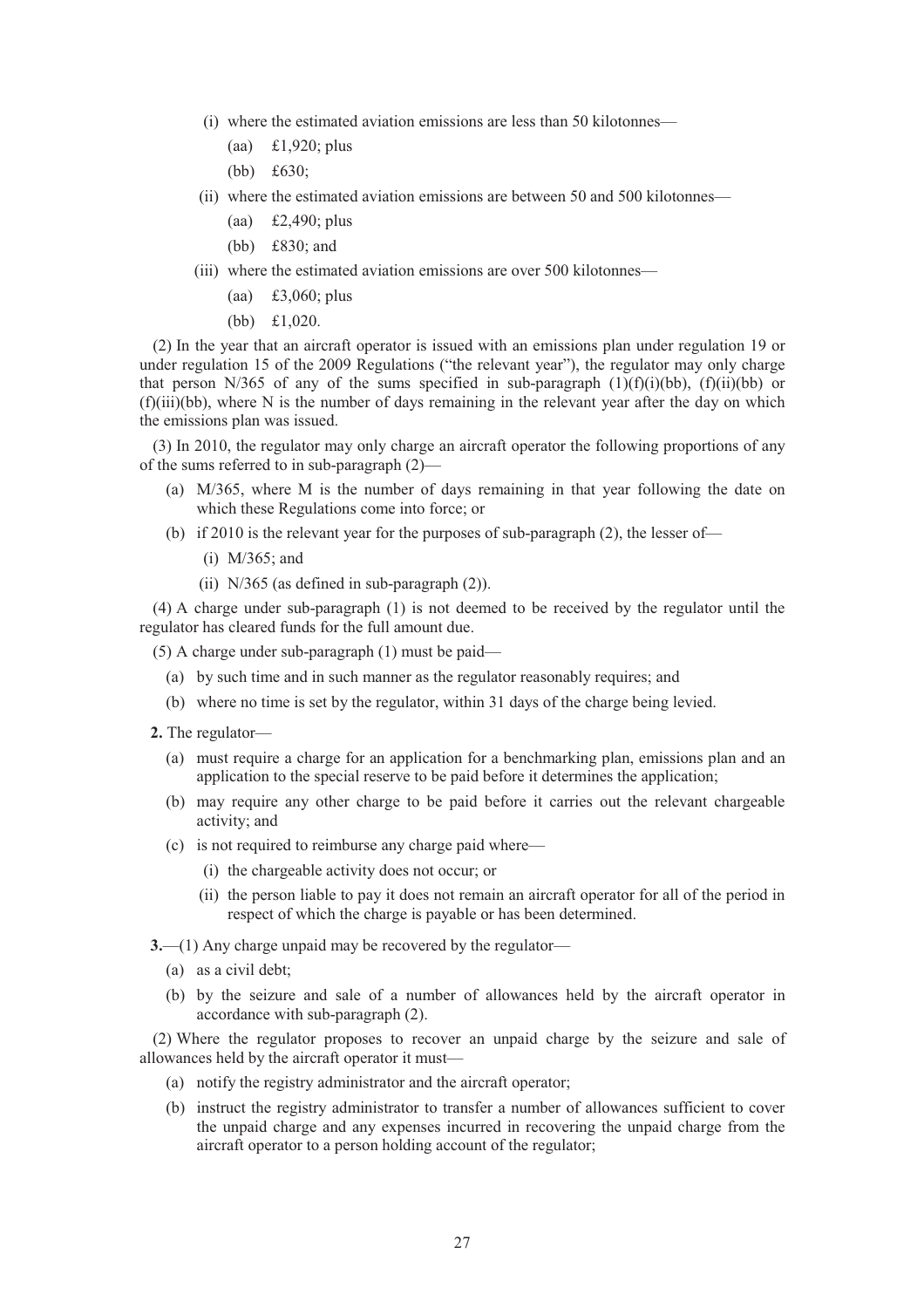- (i) where the estimated aviation emissions are less than 50 kilotonnes—
  - (aa) £1,920; plus
  - (bb) £630;
- (ii) where the estimated aviation emissions are between 50 and 500 kilotonnes—
  - (aa) £2,490; plus
  - (bb) £830; and
- (iii) where the estimated aviation emissions are over 500 kilotonnes—
  - (aa) £3,060; plus
  - (bb) £1,020.

(2) In the year that an aircraft operator is issued with an emissions plan under regulation 19 or under regulation 15 of the 2009 Regulations ("the relevant year"), the regulator may only charge that person N/365 of any of the sums specified in sub-paragraph (1)(f)(i)(bb), (f)(ii)(bb) or (f)(iii)(bb), where N is the number of days remaining in the relevant year after the day on which the emissions plan was issued.

(3) In 2010, the regulator may only charge an aircraft operator the following proportions of any of the sums referred to in sub-paragraph (2)—

- (a) M/365, where M is the number of days remaining in that year following the date on which these Regulations come into force; or
- (b) if 2010 is the relevant year for the purposes of sub-paragraph (2), the lesser of—
  - (i) M/365; and
  - (ii) N/365 (as defined in sub-paragraph (2)).

(4) A charge under sub-paragraph (1) is not deemed to be received by the regulator until the regulator has cleared funds for the full amount due.

(5) A charge under sub-paragraph (1) must be paid—

- (a) by such time and in such manner as the regulator reasonably requires; and
- (b) where no time is set by the regulator, within 31 days of the charge being levied.

**2.** The regulator—

- (a) must require a charge for an application for a benchmarking plan, emissions plan and an application to the special reserve to be paid before it determines the application;
- (b) may require any other charge to be paid before it carries out the relevant chargeable activity; and
- (c) is not required to reimburse any charge paid where—
  - (i) the chargeable activity does not occur; or
  - (ii) the person liable to pay it does not remain an aircraft operator for all of the period in respect of which the charge is payable or has been determined.

**3.**—(1) Any charge unpaid may be recovered by the regulator—

- (a) as a civil debt;
- (b) by the seizure and sale of a number of allowances held by the aircraft operator in accordance with sub-paragraph (2).

(2) Where the regulator proposes to recover an unpaid charge by the seizure and sale of allowances held by the aircraft operator it must—

- (a) notify the registry administrator and the aircraft operator;
- (b) instruct the registry administrator to transfer a number of allowances sufficient to cover the unpaid charge and any expenses incurred in recovering the unpaid charge from the aircraft operator to a person holding account of the regulator;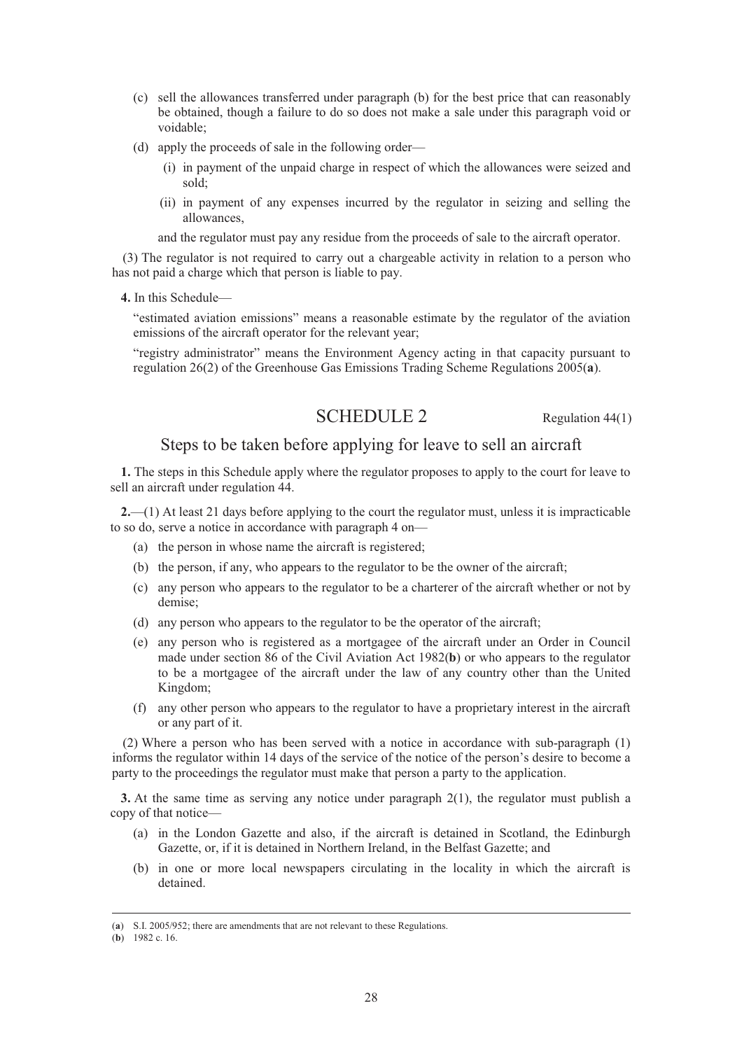(c) sell the allowances transferred under paragraph (b) for the best price that can reasonably be obtained, though a failure to do so does not make a sale under this paragraph void or voidable;

(d) apply the proceeds of sale in the following order—

(i) in payment of the unpaid charge in respect of which the allowances were seized and sold;

(ii) in payment of any expenses incurred by the regulator in seizing and selling the allowances,

and the regulator must pay any residue from the proceeds of sale to the aircraft operator.

(3) The regulator is not required to carry out a chargeable activity in relation to a person who has not paid a charge which that person is liable to pay.

**4.** In this Schedule—

"estimated aviation emissions" means a reasonable estimate by the regulator of the aviation emissions of the aircraft operator for the relevant year;

"registry administrator" means the Environment Agency acting in that capacity pursuant to regulation 26(2) of the Greenhouse Gas Emissions Trading Scheme Regulations 2005(**a**).

## SCHEDULE 2

Regulation 44(1)

### Steps to be taken before applying for leave to sell an aircraft

**1.** The steps in this Schedule apply where the regulator proposes to apply to the court for leave to sell an aircraft under regulation 44.

**2.**—(1) At least 21 days before applying to the court the regulator must, unless it is impracticable to so do, serve a notice in accordance with paragraph 4 on—

(a) the person in whose name the aircraft is registered;

(b) the person, if any, who appears to the regulator to be the owner of the aircraft;

(c) any person who appears to the regulator to be a charterer of the aircraft whether or not by demise;

(d) any person who appears to the regulator to be the operator of the aircraft;

(e) any person who is registered as a mortgagee of the aircraft under an Order in Council made under section 86 of the Civil Aviation Act 1982(**b**) or who appears to the regulator to be a mortgagee of the aircraft under the law of any country other than the United Kingdom;

(f) any other person who appears to the regulator to have a proprietary interest in the aircraft or any part of it.

(2) Where a person who has been served with a notice in accordance with sub-paragraph (1) informs the regulator within 14 days of the service of the notice of the person's desire to become a party to the proceedings the regulator must make that person a party to the application.

**3.** At the same time as serving any notice under paragraph 2(1), the regulator must publish a copy of that notice—

(a) in the London Gazette and also, if the aircraft is detained in Scotland, the Edinburgh Gazette, or, if it is detained in Northern Ireland, in the Belfast Gazette; and

(b) in one or more local newspapers circulating in the locality in which the aircraft is detained.

---

(**a**) S.I. 2005/952; there are amendments that are not relevant to these Regulations.

(**b**) 1982 c. 16.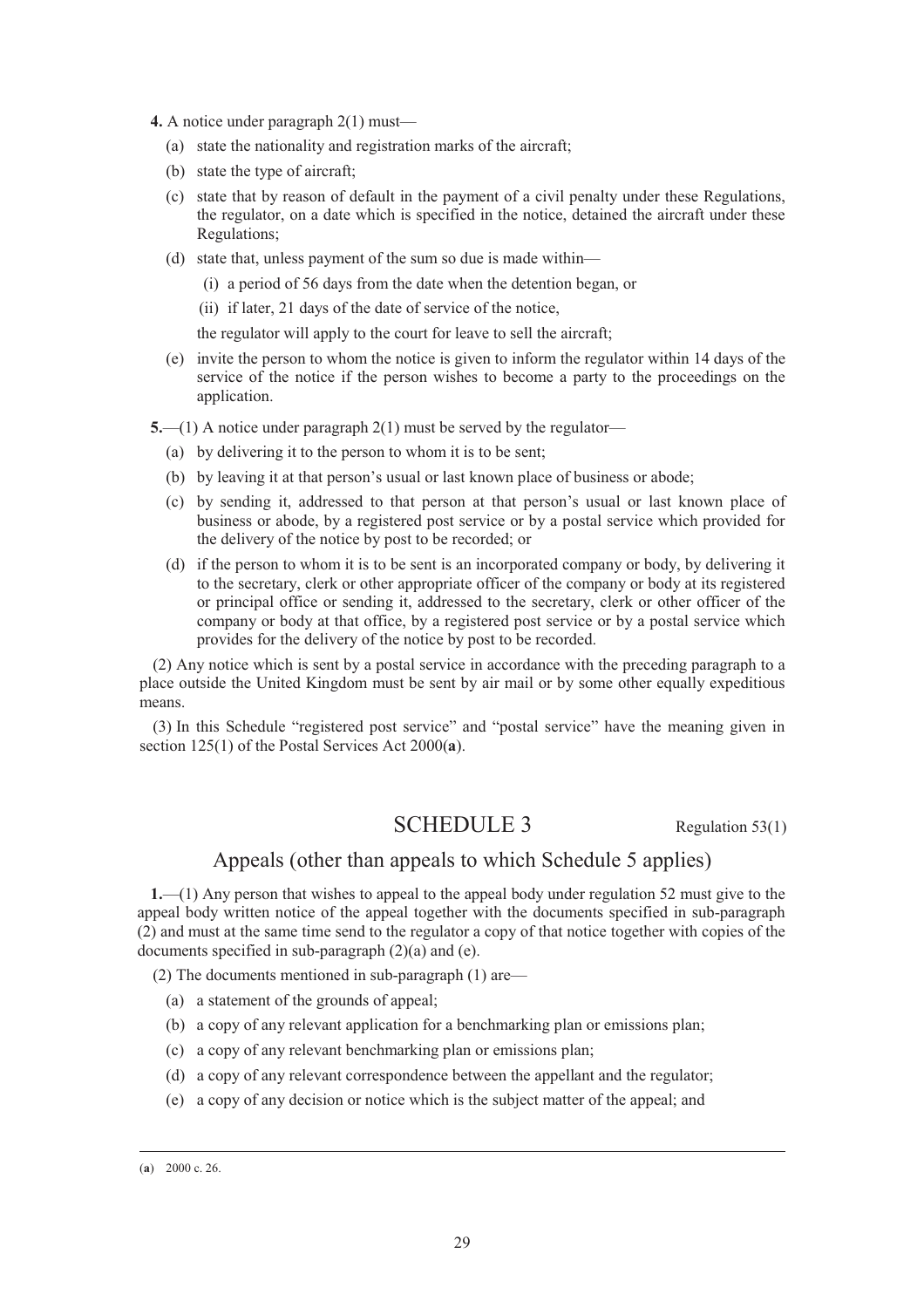**4.** A notice under paragraph 2(1) must—

(a) state the nationality and registration marks of the aircraft;

(b) state the type of aircraft;

(c) state that by reason of default in the payment of a civil penalty under these Regulations, the regulator, on a date which is specified in the notice, detained the aircraft under these Regulations;

(d) state that, unless payment of the sum so due is made within—

(i) a period of 56 days from the date when the detention began, or

(ii) if later, 21 days of the date of service of the notice,

the regulator will apply to the court for leave to sell the aircraft;

(e) invite the person to whom the notice is given to inform the regulator within 14 days of the service of the notice if the person wishes to become a party to the proceedings on the application.

**5.**—(1) A notice under paragraph 2(1) must be served by the regulator—

(a) by delivering it to the person to whom it is to be sent;

(b) by leaving it at that person's usual or last known place of business or abode;

(c) by sending it, addressed to that person at that person's usual or last known place of business or abode, by a registered post service or by a postal service which provided for the delivery of the notice by post to be recorded; or

(d) if the person to whom it is to be sent is an incorporated company or body, by delivering it to the secretary, clerk or other appropriate officer of the company or body at its registered or principal office or sending it, addressed to the secretary, clerk or other officer of the company or body at that office, by a registered post service or by a postal service which provides for the delivery of the notice by post to be recorded.

(2) Any notice which is sent by a postal service in accordance with the preceding paragraph to a place outside the United Kingdom must be sent by air mail or by some other equally expeditious means.

(3) In this Schedule "registered post service" and "postal service" have the meaning given in section 125(1) of the Postal Services Act 2000(**a**).

# SCHEDULE 3

Regulation 53(1)

## Appeals (other than appeals to which Schedule 5 applies)

**1.**—(1) Any person that wishes to appeal to the appeal body under regulation 52 must give to the appeal body written notice of the appeal together with the documents specified in sub-paragraph (2) and must at the same time send to the regulator a copy of that notice together with copies of the documents specified in sub-paragraph (2)(a) and (e).

(2) The documents mentioned in sub-paragraph (1) are—

(a) a statement of the grounds of appeal;

(b) a copy of any relevant application for a benchmarking plan or emissions plan;

(c) a copy of any relevant benchmarking plan or emissions plan;

(d) a copy of any relevant correspondence between the appellant and the regulator;

(e) a copy of any decision or notice which is the subject matter of the appeal; and

(**a**) 2000 c. 26.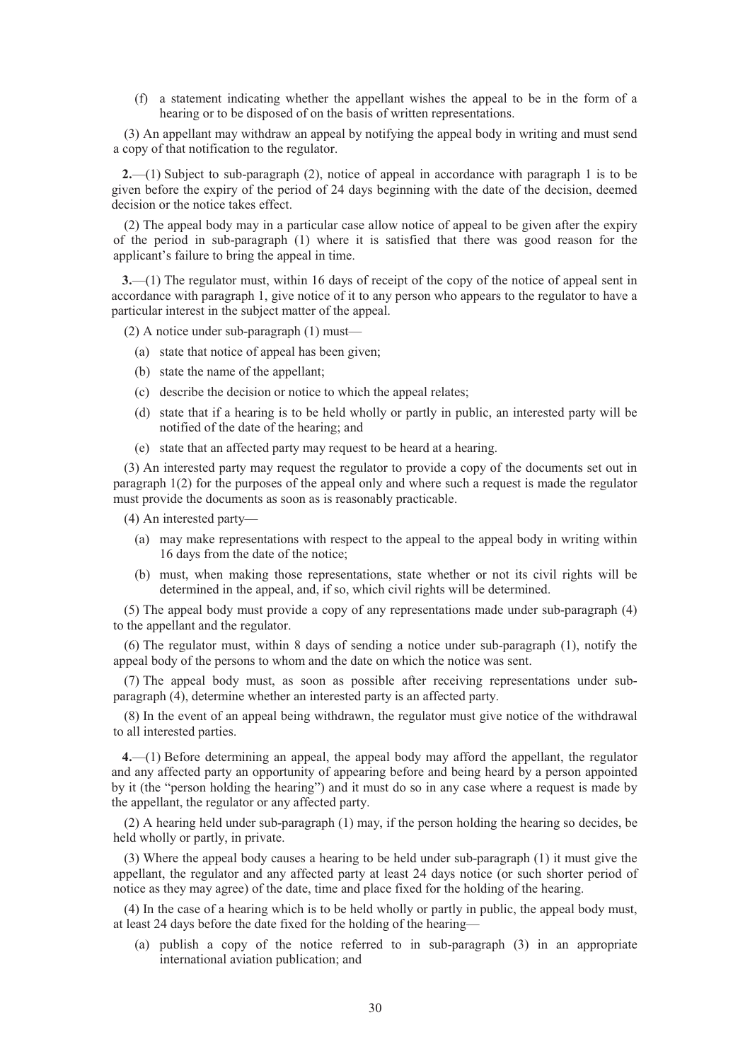(f) a statement indicating whether the appellant wishes the appeal to be in the form of a hearing or to be disposed of on the basis of written representations.

(3) An appellant may withdraw an appeal by notifying the appeal body in writing and must send a copy of that notification to the regulator.

**2.**—(1) Subject to sub-paragraph (2), notice of appeal in accordance with paragraph 1 is to be given before the expiry of the period of 24 days beginning with the date of the decision, deemed decision or the notice takes effect.

(2) The appeal body may in a particular case allow notice of appeal to be given after the expiry of the period in sub-paragraph (1) where it is satisfied that there was good reason for the applicant's failure to bring the appeal in time.

**3.**—(1) The regulator must, within 16 days of receipt of the copy of the notice of appeal sent in accordance with paragraph 1, give notice of it to any person who appears to the regulator to have a particular interest in the subject matter of the appeal.

(2) A notice under sub-paragraph (1) must—

(a) state that notice of appeal has been given;

(b) state the name of the appellant;

(c) describe the decision or notice to which the appeal relates;

(d) state that if a hearing is to be held wholly or partly in public, an interested party will be notified of the date of the hearing; and

(e) state that an affected party may request to be heard at a hearing.

(3) An interested party may request the regulator to provide a copy of the documents set out in paragraph 1(2) for the purposes of the appeal only and where such a request is made the regulator must provide the documents as soon as is reasonably practicable.

(4) An interested party—

(a) may make representations with respect to the appeal to the appeal body in writing within 16 days from the date of the notice;

(b) must, when making those representations, state whether or not its civil rights will be determined in the appeal, and, if so, which civil rights will be determined.

(5) The appeal body must provide a copy of any representations made under sub-paragraph (4) to the appellant and the regulator.

(6) The regulator must, within 8 days of sending a notice under sub-paragraph (1), notify the appeal body of the persons to whom and the date on which the notice was sent.

(7) The appeal body must, as soon as possible after receiving representations under sub-paragraph (4), determine whether an interested party is an affected party.

(8) In the event of an appeal being withdrawn, the regulator must give notice of the withdrawal to all interested parties.

**4.**—(1) Before determining an appeal, the appeal body may afford the appellant, the regulator and any affected party an opportunity of appearing before and being heard by a person appointed by it (the "person holding the hearing") and it must do so in any case where a request is made by the appellant, the regulator or any affected party.

(2) A hearing held under sub-paragraph (1) may, if the person holding the hearing so decides, be held wholly or partly, in private.

(3) Where the appeal body causes a hearing to be held under sub-paragraph (1) it must give the appellant, the regulator and any affected party at least 24 days notice (or such shorter period of notice as they may agree) of the date, time and place fixed for the holding of the hearing.

(4) In the case of a hearing which is to be held wholly or partly in public, the appeal body must, at least 24 days before the date fixed for the holding of the hearing—

(a) publish a copy of the notice referred to in sub-paragraph (3) in an appropriate international aviation publication; and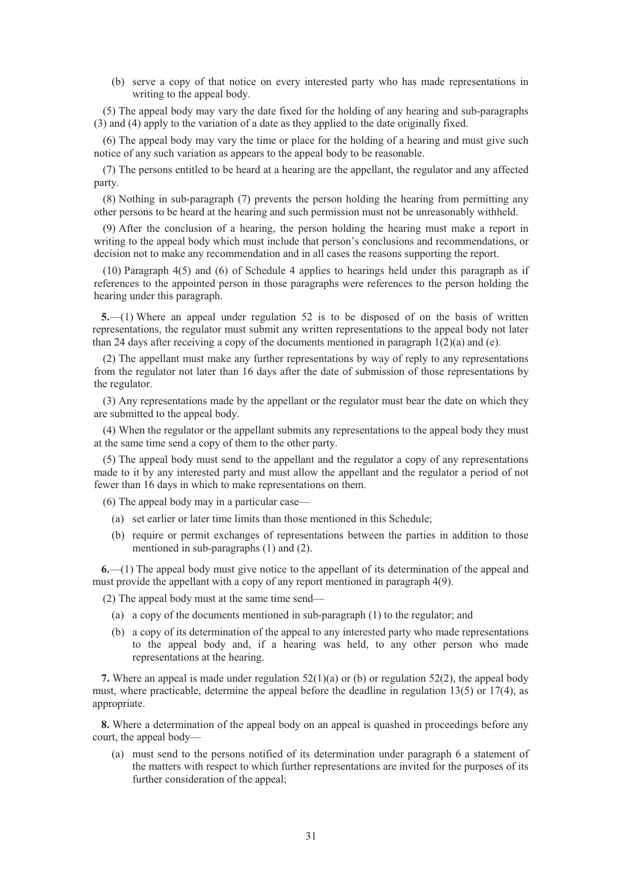(b) serve a copy of that notice on every interested party who has made representations in writing to the appeal body.

(5) The appeal body may vary the date fixed for the holding of any hearing and sub-paragraphs (3) and (4) apply to the variation of a date as they applied to the date originally fixed.

(6) The appeal body may vary the time or place for the holding of a hearing and must give such notice of any such variation as appears to the appeal body to be reasonable.

(7) The persons entitled to be heard at a hearing are the appellant, the regulator and any affected party.

(8) Nothing in sub-paragraph (7) prevents the person holding the hearing from permitting any other persons to be heard at the hearing and such permission must not be unreasonably withheld.

(9) After the conclusion of a hearing, the person holding the hearing must make a report in writing to the appeal body which must include that person's conclusions and recommendations, or decision not to make any recommendation and in all cases the reasons supporting the report.

(10) Paragraph 4(5) and (6) of Schedule 4 applies to hearings held under this paragraph as if references to the appointed person in those paragraphs were references to the person holding the hearing under this paragraph.

**5.**—(1) Where an appeal under regulation 52 is to be disposed of on the basis of written representations, the regulator must submit any written representations to the appeal body not later than 24 days after receiving a copy of the documents mentioned in paragraph 1(2)(a) and (e).

(2) The appellant must make any further representations by way of reply to any representations from the regulator not later than 16 days after the date of submission of those representations by the regulator.

(3) Any representations made by the appellant or the regulator must bear the date on which they are submitted to the appeal body.

(4) When the regulator or the appellant submits any representations to the appeal body they must at the same time send a copy of them to the other party.

(5) The appeal body must send to the appellant and the regulator a copy of any representations made to it by any interested party and must allow the appellant and the regulator a period of not fewer than 16 days in which to make representations on them.

(6) The appeal body may in a particular case—

(a) set earlier or later time limits than those mentioned in this Schedule;

(b) require or permit exchanges of representations between the parties in addition to those mentioned in sub-paragraphs (1) and (2).

**6.**—(1) The appeal body must give notice to the appellant of its determination of the appeal and must provide the appellant with a copy of any report mentioned in paragraph 4(9).

(2) The appeal body must at the same time send—

(a) a copy of the documents mentioned in sub-paragraph (1) to the regulator; and

(b) a copy of its determination of the appeal to any interested party who made representations to the appeal body and, if a hearing was held, to any other person who made representations at the hearing.

**7.** Where an appeal is made under regulation 52(1)(a) or (b) or regulation 52(2), the appeal body must, where practicable, determine the appeal before the deadline in regulation 13(5) or 17(4), as appropriate.

**8.** Where a determination of the appeal body on an appeal is quashed in proceedings before any court, the appeal body—

(a) must send to the persons notified of its determination under paragraph 6 a statement of the matters with respect to which further representations are invited for the purposes of its further consideration of the appeal;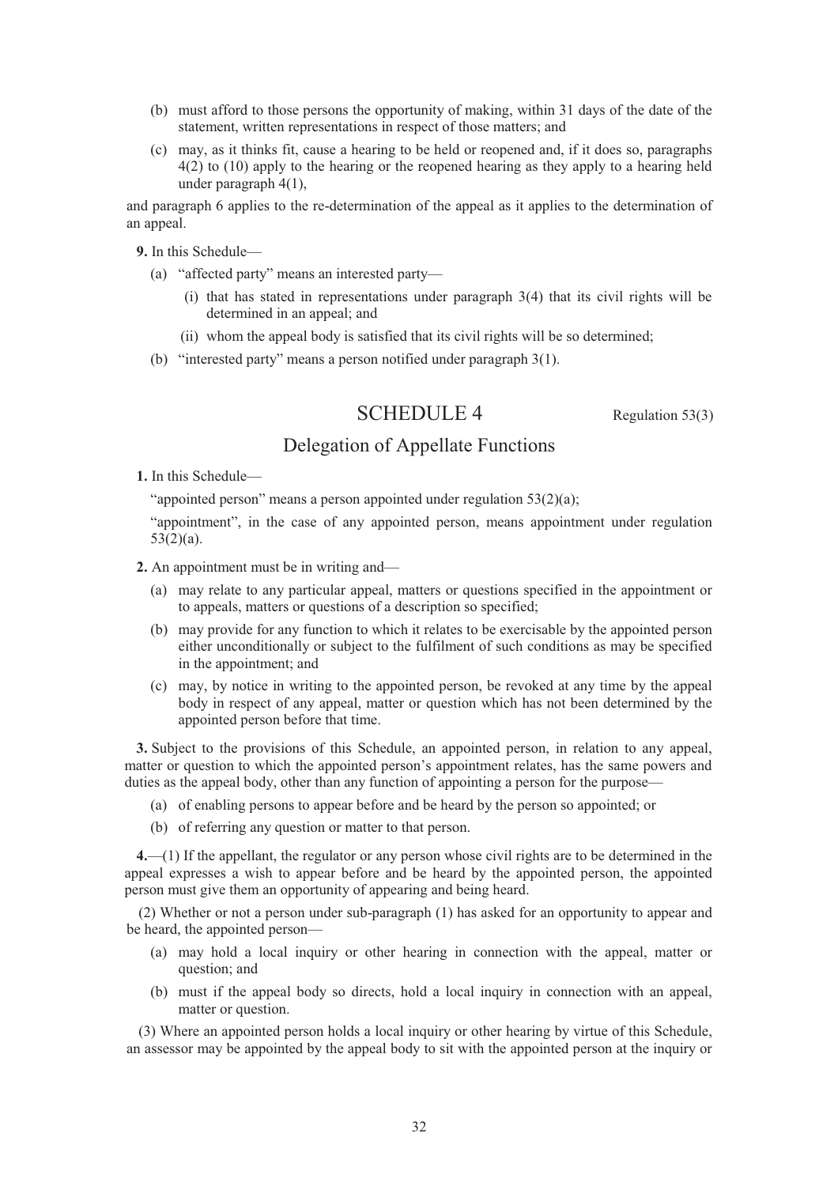(b) must afford to those persons the opportunity of making, within 31 days of the date of the statement, written representations in respect of those matters; and

(c) may, as it thinks fit, cause a hearing to be held or reopened and, if it does so, paragraphs 4(2) to (10) apply to the hearing or the reopened hearing as they apply to a hearing held under paragraph 4(1),

and paragraph 6 applies to the re-determination of the appeal as it applies to the determination of an appeal.

**9.** In this Schedule—

(a) "affected party" means an interested party—

(i) that has stated in representations under paragraph 3(4) that its civil rights will be determined in an appeal; and

(ii) whom the appeal body is satisfied that its civil rights will be so determined;

(b) "interested party" means a person notified under paragraph 3(1).

# SCHEDULE 4

Regulation 53(3)

## Delegation of Appellate Functions

**1.** In this Schedule—

"appointed person" means a person appointed under regulation 53(2)(a);

"appointment", in the case of any appointed person, means appointment under regulation 53(2)(a).

**2.** An appointment must be in writing and—

(a) may relate to any particular appeal, matters or questions specified in the appointment or to appeals, matters or questions of a description so specified;

(b) may provide for any function to which it relates to be exercisable by the appointed person either unconditionally or subject to the fulfilment of such conditions as may be specified in the appointment; and

(c) may, by notice in writing to the appointed person, be revoked at any time by the appeal body in respect of any appeal, matter or question which has not been determined by the appointed person before that time.

**3.** Subject to the provisions of this Schedule, an appointed person, in relation to any appeal, matter or question to which the appointed person's appointment relates, has the same powers and duties as the appeal body, other than any function of appointing a person for the purpose—

(a) of enabling persons to appear before and be heard by the person so appointed; or

(b) of referring any question or matter to that person.

**4.**—(1) If the appellant, the regulator or any person whose civil rights are to be determined in the appeal expresses a wish to appear before and be heard by the appointed person, the appointed person must give them an opportunity of appearing and being heard.

(2) Whether or not a person under sub-paragraph (1) has asked for an opportunity to appear and be heard, the appointed person—

(a) may hold a local inquiry or other hearing in connection with the appeal, matter or question; and

(b) must if the appeal body so directs, hold a local inquiry in connection with an appeal, matter or question.

(3) Where an appointed person holds a local inquiry or other hearing by virtue of this Schedule, an assessor may be appointed by the appeal body to sit with the appointed person at the inquiry or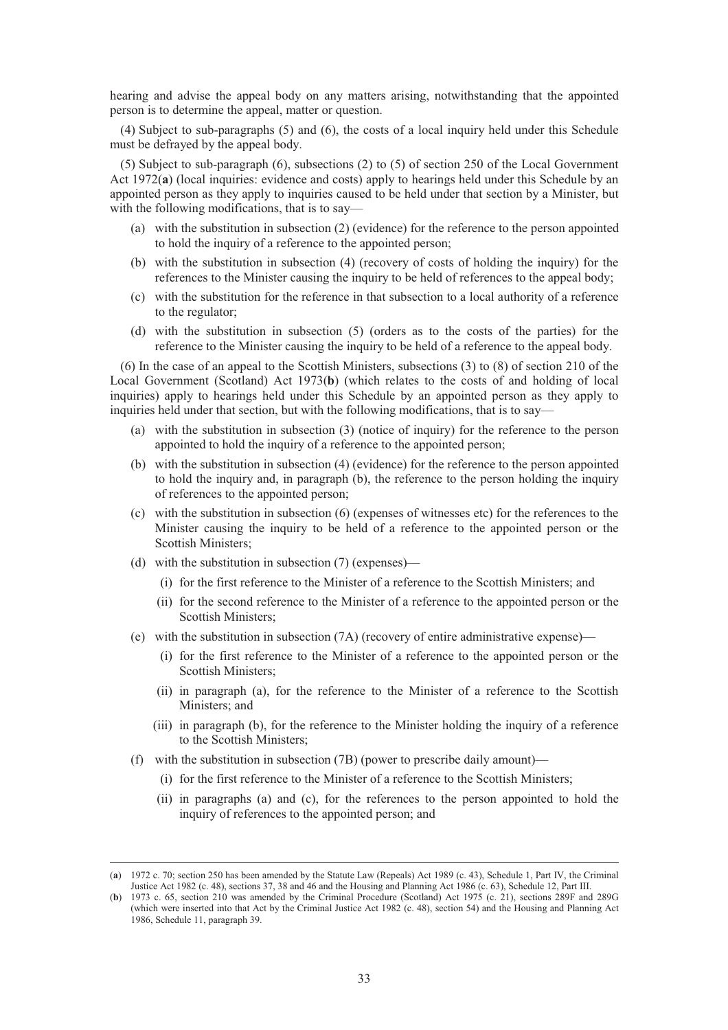hearing and advise the appeal body on any matters arising, notwithstanding that the appointed person is to determine the appeal, matter or question.

(4) Subject to sub-paragraphs (5) and (6), the costs of a local inquiry held under this Schedule must be defrayed by the appeal body.

(5) Subject to sub-paragraph (6), subsections (2) to (5) of section 250 of the Local Government Act 1972(**a**) (local inquiries: evidence and costs) apply to hearings held under this Schedule by an appointed person as they apply to inquiries caused to be held under that section by a Minister, but with the following modifications, that is to say—

- (a) with the substitution in subsection (2) (evidence) for the reference to the person appointed to hold the inquiry of a reference to the appointed person;
- (b) with the substitution in subsection (4) (recovery of costs of holding the inquiry) for the references to the Minister causing the inquiry to be held of references to the appeal body;
- (c) with the substitution for the reference in that subsection to a local authority of a reference to the regulator;
- (d) with the substitution in subsection (5) (orders as to the costs of the parties) for the reference to the Minister causing the inquiry to be held of a reference to the appeal body.

(6) In the case of an appeal to the Scottish Ministers, subsections (3) to (8) of section 210 of the Local Government (Scotland) Act 1973(**b**) (which relates to the costs of and holding of local inquiries) apply to hearings held under this Schedule by an appointed person as they apply to inquiries held under that section, but with the following modifications, that is to say—

- (a) with the substitution in subsection (3) (notice of inquiry) for the reference to the person appointed to hold the inquiry of a reference to the appointed person;
- (b) with the substitution in subsection (4) (evidence) for the reference to the person appointed to hold the inquiry and, in paragraph (b), the reference to the person holding the inquiry of references to the appointed person;
- (c) with the substitution in subsection (6) (expenses of witnesses etc) for the references to the Minister causing the inquiry to be held of a reference to the appointed person or the Scottish Ministers;
- (d) with the substitution in subsection (7) (expenses)—
  - (i) for the first reference to the Minister of a reference to the Scottish Ministers; and
  - (ii) for the second reference to the Minister of a reference to the appointed person or the Scottish Ministers;
- (e) with the substitution in subsection (7A) (recovery of entire administrative expense)—
  - (i) for the first reference to the Minister of a reference to the appointed person or the Scottish Ministers;
  - (ii) in paragraph (a), for the reference to the Minister of a reference to the Scottish Ministers; and
  - (iii) in paragraph (b), for the reference to the Minister holding the inquiry of a reference to the Scottish Ministers;
- (f) with the substitution in subsection (7B) (power to prescribe daily amount)—
  - (i) for the first reference to the Minister of a reference to the Scottish Ministers;
  - (ii) in paragraphs (a) and (c), for the references to the person appointed to hold the inquiry of references to the appointed person; and

---

(**a**) 1972 c. 70; section 250 has been amended by the Statute Law (Repeals) Act 1989 (c. 43), Schedule 1, Part IV, the Criminal Justice Act 1982 (c. 48), sections 37, 38 and 46 and the Housing and Planning Act 1986 (c. 63), Schedule 12, Part III.

(**b**) 1973 c. 65, section 210 was amended by the Criminal Procedure (Scotland) Act 1975 (c. 21), sections 289F and 289G (which were inserted into that Act by the Criminal Justice Act 1982 (c. 48), section 54) and the Housing and Planning Act 1986, Schedule 11, paragraph 39.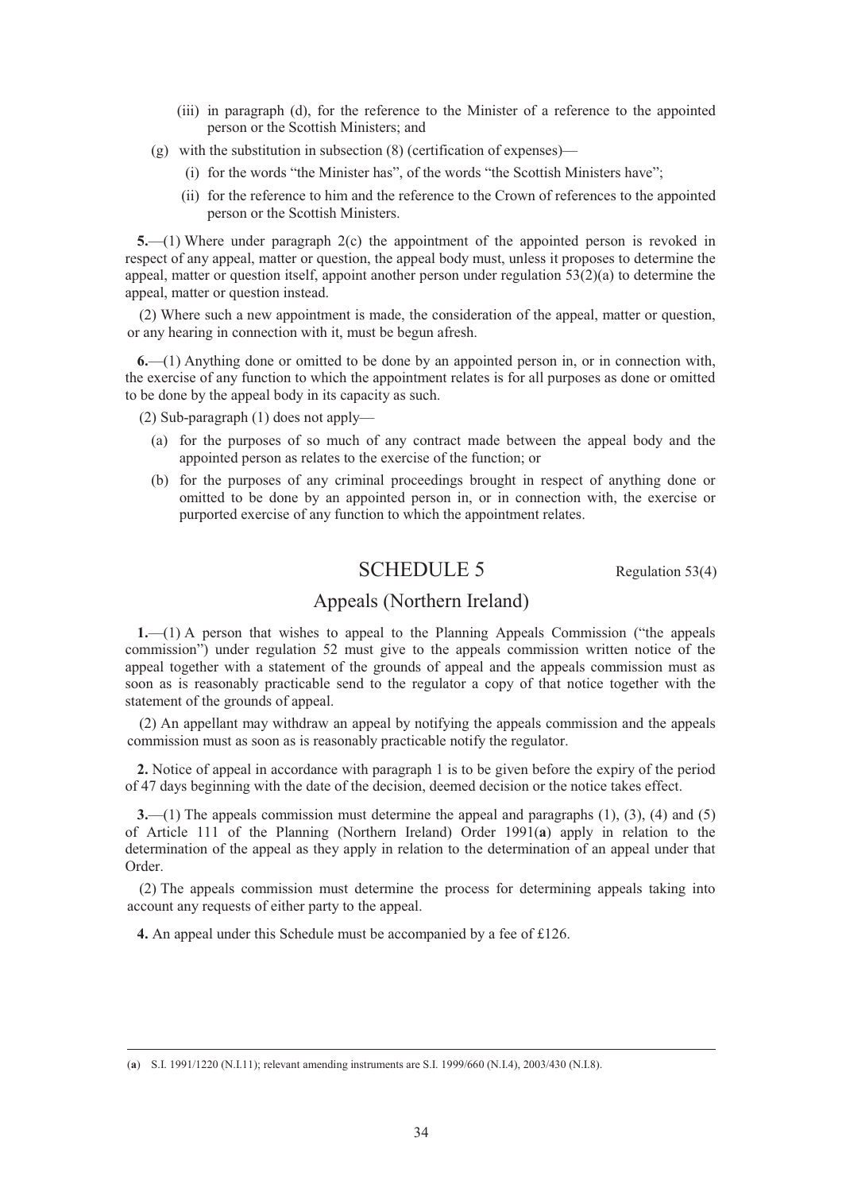(iii) in paragraph (d), for the reference to the Minister of a reference to the appointed person or the Scottish Ministers; and

(g) with the substitution in subsection (8) (certification of expenses)—

(i) for the words "the Minister has", of the words "the Scottish Ministers have";

(ii) for the reference to him and the reference to the Crown of references to the appointed person or the Scottish Ministers.

**5.**—(1) Where under paragraph 2(c) the appointment of the appointed person is revoked in respect of any appeal, matter or question, the appeal body must, unless it proposes to determine the appeal, matter or question itself, appoint another person under regulation 53(2)(a) to determine the appeal, matter or question instead.

(2) Where such a new appointment is made, the consideration of the appeal, matter or question, or any hearing in connection with it, must be begun afresh.

**6.**—(1) Anything done or omitted to be done by an appointed person in, or in connection with, the exercise of any function to which the appointment relates is for all purposes as done or omitted to be done by the appeal body in its capacity as such.

(2) Sub-paragraph (1) does not apply—

(a) for the purposes of so much of any contract made between the appeal body and the appointed person as relates to the exercise of the function; or

(b) for the purposes of any criminal proceedings brought in respect of anything done or omitted to be done by an appointed person in, or in connection with, the exercise or purported exercise of any function to which the appointment relates.

## SCHEDULE 5

Regulation 53(4)

## Appeals (Northern Ireland)

**1.**—(1) A person that wishes to appeal to the Planning Appeals Commission ("the appeals commission") under regulation 52 must give to the appeals commission written notice of the appeal together with a statement of the grounds of appeal and the appeals commission must as soon as is reasonably practicable send to the regulator a copy of that notice together with the statement of the grounds of appeal.

(2) An appellant may withdraw an appeal by notifying the appeals commission and the appeals commission must as soon as is reasonably practicable notify the regulator.

**2.** Notice of appeal in accordance with paragraph 1 is to be given before the expiry of the period of 47 days beginning with the date of the decision, deemed decision or the notice takes effect.

**3.**—(1) The appeals commission must determine the appeal and paragraphs (1), (3), (4) and (5) of Article 111 of the Planning (Northern Ireland) Order 1991(**a**) apply in relation to the determination of the appeal as they apply in relation to the determination of an appeal under that Order.

(2) The appeals commission must determine the process for determining appeals taking into account any requests of either party to the appeal.

**4.** An appeal under this Schedule must be accompanied by a fee of £126.

---

(**a**) S.I. 1991/1220 (N.I.11); relevant amending instruments are S.I. 1999/660 (N.I.4), 2003/430 (N.I.8).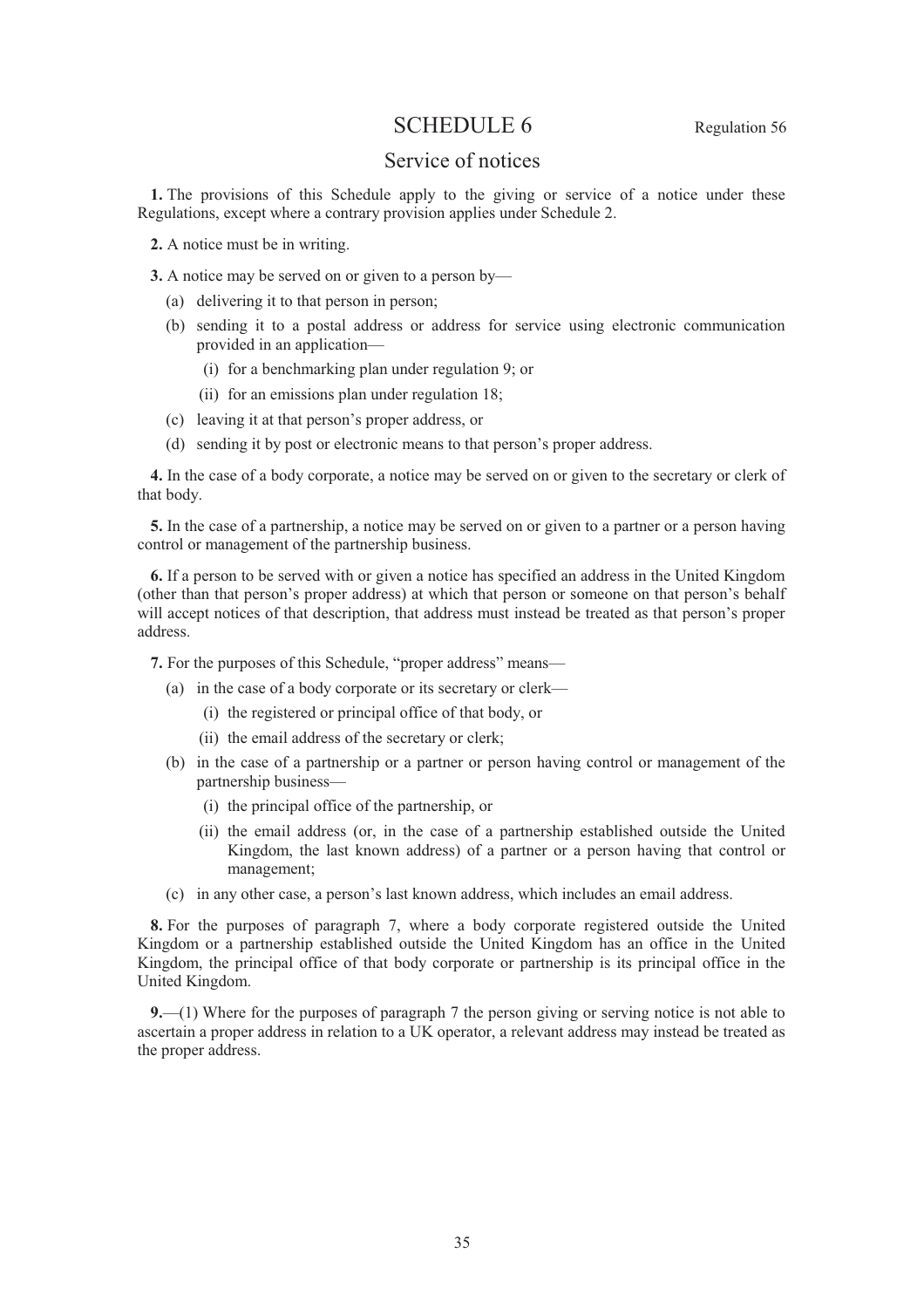# SCHEDULE 6

Regulation 56

## Service of notices

**1.** The provisions of this Schedule apply to the giving or service of a notice under these Regulations, except where a contrary provision applies under Schedule 2.

**2.** A notice must be in writing.

**3.** A notice may be served on or given to a person by—

(a) delivering it to that person in person;

(b) sending it to a postal address or address for service using electronic communication provided in an application—

(i) for a benchmarking plan under regulation 9; or

(ii) for an emissions plan under regulation 18;

(c) leaving it at that person's proper address, or

(d) sending it by post or electronic means to that person's proper address.

**4.** In the case of a body corporate, a notice may be served on or given to the secretary or clerk of that body.

**5.** In the case of a partnership, a notice may be served on or given to a partner or a person having control or management of the partnership business.

**6.** If a person to be served with or given a notice has specified an address in the United Kingdom (other than that person's proper address) at which that person or someone on that person's behalf will accept notices of that description, that address must instead be treated as that person's proper address.

**7.** For the purposes of this Schedule, "proper address" means—

(a) in the case of a body corporate or its secretary or clerk—

(i) the registered or principal office of that body, or

(ii) the email address of the secretary or clerk;

(b) in the case of a partnership or a partner or person having control or management of the partnership business—

(i) the principal office of the partnership, or

(ii) the email address (or, in the case of a partnership established outside the United Kingdom, the last known address) of a partner or a person having that control or management;

(c) in any other case, a person's last known address, which includes an email address.

**8.** For the purposes of paragraph 7, where a body corporate registered outside the United Kingdom or a partnership established outside the United Kingdom has an office in the United Kingdom, the principal office of that body corporate or partnership is its principal office in the United Kingdom.

**9.**—(1) Where for the purposes of paragraph 7 the person giving or serving notice is not able to ascertain a proper address in relation to a UK operator, a relevant address may instead be treated as the proper address.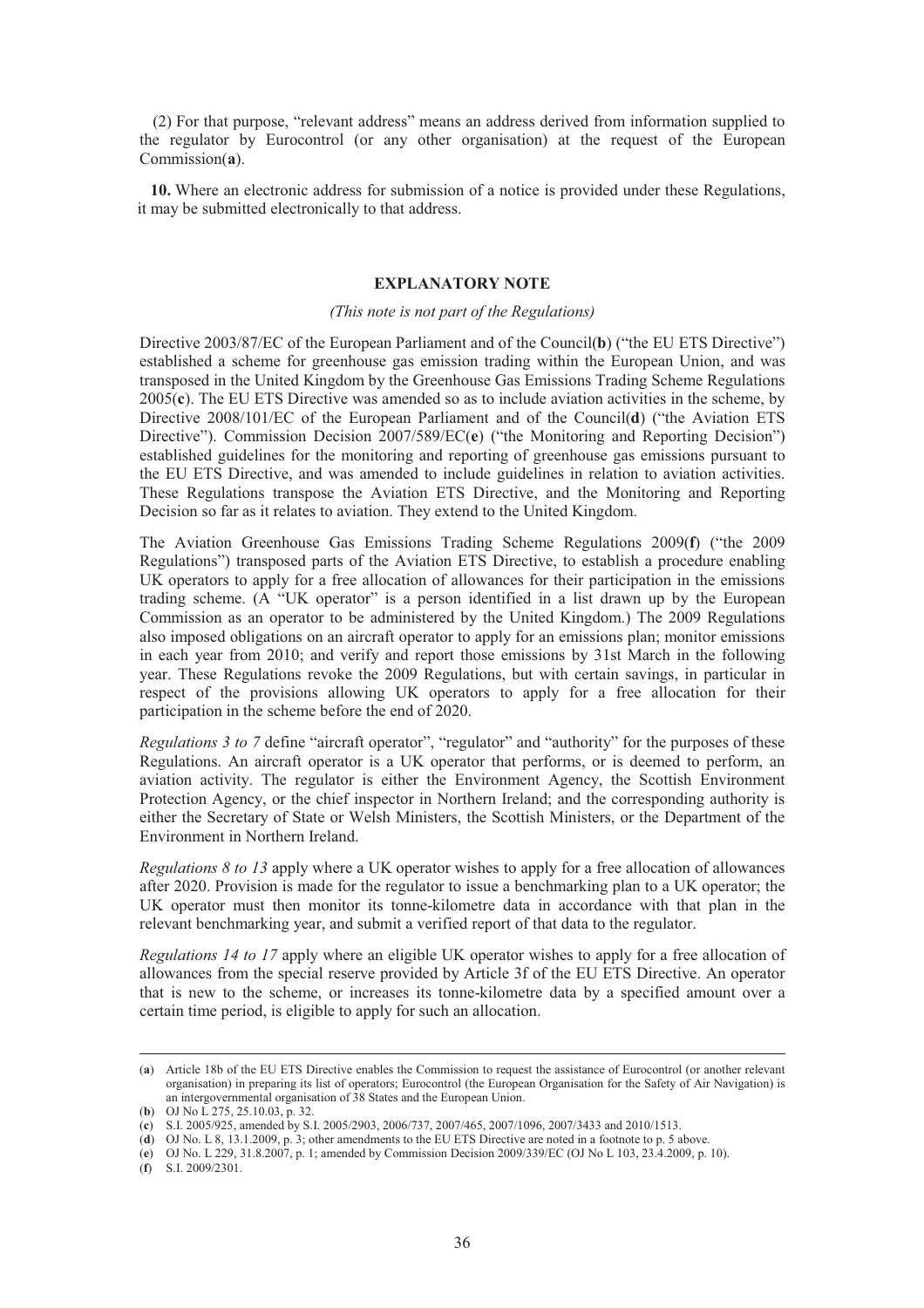(2) For that purpose, "relevant address" means an address derived from information supplied to the regulator by Eurocontrol (or any other organisation) at the request of the European Commission(**a**).

**10.** Where an electronic address for submission of a notice is provided under these Regulations, it may be submitted electronically to that address.

## EXPLANATORY NOTE

*(This note is not part of the Regulations)*

Directive 2003/87/EC of the European Parliament and of the Council(**b**) ("the EU ETS Directive") established a scheme for greenhouse gas emission trading within the European Union, and was transposed in the United Kingdom by the Greenhouse Gas Emissions Trading Scheme Regulations 2005(**c**). The EU ETS Directive was amended so as to include aviation activities in the scheme, by Directive 2008/101/EC of the European Parliament and of the Council(**d**) ("the Aviation ETS Directive"). Commission Decision 2007/589/EC(**e**) ("the Monitoring and Reporting Decision") established guidelines for the monitoring and reporting of greenhouse gas emissions pursuant to the EU ETS Directive, and was amended to include guidelines in relation to aviation activities. These Regulations transpose the Aviation ETS Directive, and the Monitoring and Reporting Decision so far as it relates to aviation. They extend to the United Kingdom.

The Aviation Greenhouse Gas Emissions Trading Scheme Regulations 2009(**f**) ("the 2009 Regulations") transposed parts of the Aviation ETS Directive, to establish a procedure enabling UK operators to apply for a free allocation of allowances for their participation in the emissions trading scheme. (A "UK operator" is a person identified in a list drawn up by the European Commission as an operator to be administered by the United Kingdom.) The 2009 Regulations also imposed obligations on an aircraft operator to apply for an emissions plan; monitor emissions in each year from 2010; and verify and report those emissions by 31st March in the following year. These Regulations revoke the 2009 Regulations, but with certain savings, in particular in respect of the provisions allowing UK operators to apply for a free allocation for their participation in the scheme before the end of 2020.

*Regulations 3 to 7* define "aircraft operator", "regulator" and "authority" for the purposes of these Regulations. An aircraft operator is a UK operator that performs, or is deemed to perform, an aviation activity. The regulator is either the Environment Agency, the Scottish Environment Protection Agency, or the chief inspector in Northern Ireland; and the corresponding authority is either the Secretary of State or Welsh Ministers, the Scottish Ministers, or the Department of the Environment in Northern Ireland.

*Regulations 8 to 13* apply where a UK operator wishes to apply for a free allocation of allowances after 2020. Provision is made for the regulator to issue a benchmarking plan to a UK operator; the UK operator must then monitor its tonne-kilometre data in accordance with that plan in the relevant benchmarking year, and submit a verified report of that data to the regulator.

*Regulations 14 to 17* apply where an eligible UK operator wishes to apply for a free allocation of allowances from the special reserve provided by Article 3f of the EU ETS Directive. An operator that is new to the scheme, or increases its tonne-kilometre data by a specified amount over a certain time period, is eligible to apply for such an allocation.

---

(**a**) Article 18b of the EU ETS Directive enables the Commission to request the assistance of Eurocontrol (or another relevant organisation) in preparing its list of operators; Eurocontrol (the European Organisation for the Safety of Air Navigation) is an intergovernmental organisation of 38 States and the European Union.

(**b**) OJ No L 275, 25.10.03, p. 32.

(**c**) S.I. 2005/925, amended by S.I. 2005/2903, 2006/737, 2007/465, 2007/1096, 2007/3433 and 2010/1513.

(**d**) OJ No. L 8, 13.1.2009, p. 3; other amendments to the EU ETS Directive are noted in a footnote to p. 5 above.

(**e**) OJ No. L 229, 31.8.2007, p. 1; amended by Commission Decision 2009/339/EC (OJ No L 103, 23.4.2009, p. 10).

(**f**) S.I. 2009/2301.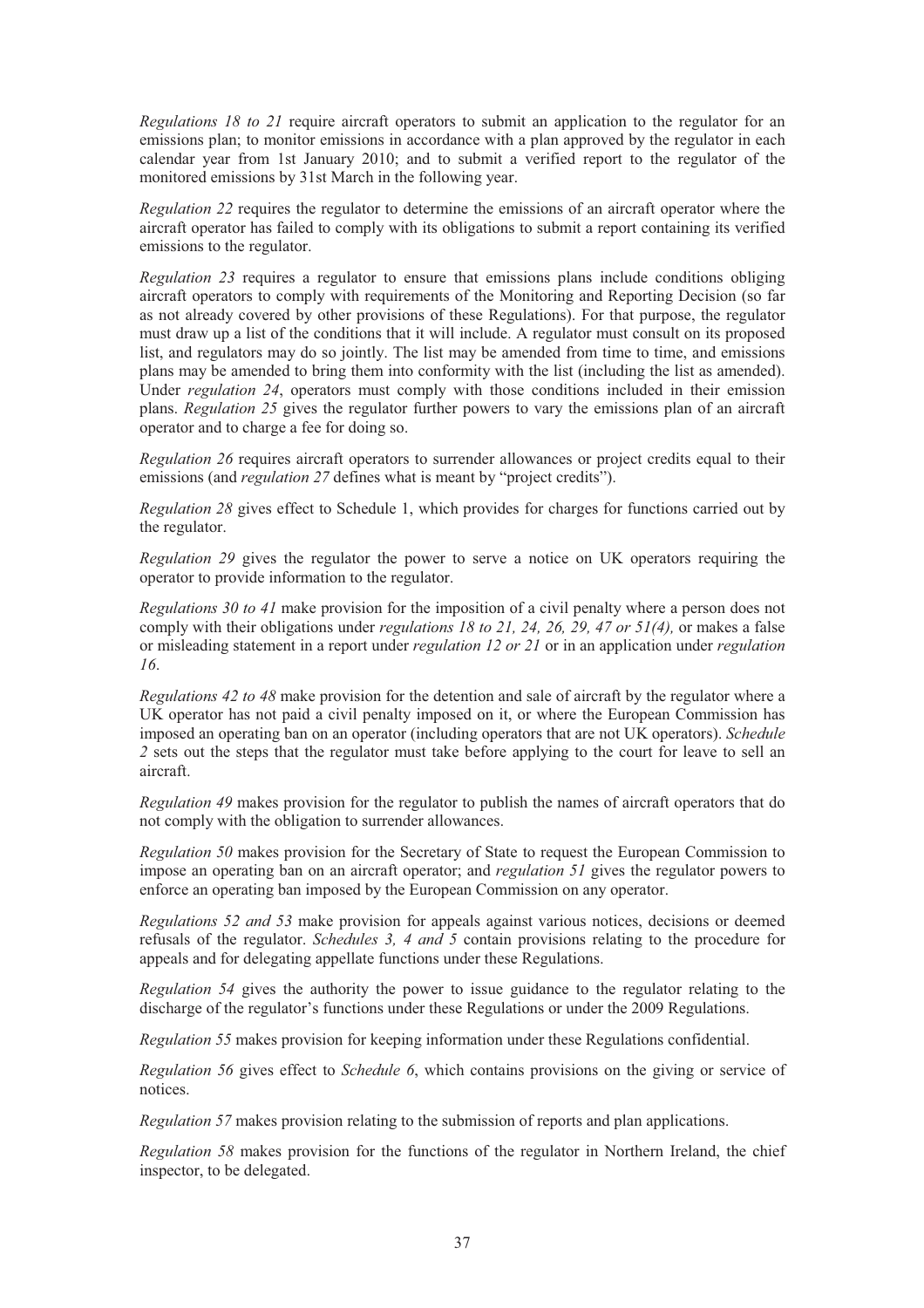*Regulations 18 to 21* require aircraft operators to submit an application to the regulator for an emissions plan; to monitor emissions in accordance with a plan approved by the regulator in each calendar year from 1st January 2010; and to submit a verified report to the regulator of the monitored emissions by 31st March in the following year.

*Regulation 22* requires the regulator to determine the emissions of an aircraft operator where the aircraft operator has failed to comply with its obligations to submit a report containing its verified emissions to the regulator.

*Regulation 23* requires a regulator to ensure that emissions plans include conditions obliging aircraft operators to comply with requirements of the Monitoring and Reporting Decision (so far as not already covered by other provisions of these Regulations). For that purpose, the regulator must draw up a list of the conditions that it will include. A regulator must consult on its proposed list, and regulators may do so jointly. The list may be amended from time to time, and emissions plans may be amended to bring them into conformity with the list (including the list as amended). Under *regulation 24*, operators must comply with those conditions included in their emission plans. *Regulation 25* gives the regulator further powers to vary the emissions plan of an aircraft operator and to charge a fee for doing so.

*Regulation 26* requires aircraft operators to surrender allowances or project credits equal to their emissions (and *regulation 27* defines what is meant by "project credits").

*Regulation 28* gives effect to Schedule 1, which provides for charges for functions carried out by the regulator.

*Regulation 29* gives the regulator the power to serve a notice on UK operators requiring the operator to provide information to the regulator.

*Regulations 30 to 41* make provision for the imposition of a civil penalty where a person does not comply with their obligations under *regulations 18 to 21, 24, 26, 29, 47 or 51(4),* or makes a false or misleading statement in a report under *regulation 12 or 21* or in an application under *regulation 16*.

*Regulations 42 to 48* make provision for the detention and sale of aircraft by the regulator where a UK operator has not paid a civil penalty imposed on it, or where the European Commission has imposed an operating ban on an operator (including operators that are not UK operators). *Schedule 2* sets out the steps that the regulator must take before applying to the court for leave to sell an aircraft.

*Regulation 49* makes provision for the regulator to publish the names of aircraft operators that do not comply with the obligation to surrender allowances.

*Regulation 50* makes provision for the Secretary of State to request the European Commission to impose an operating ban on an aircraft operator; and *regulation 51* gives the regulator powers to enforce an operating ban imposed by the European Commission on any operator.

*Regulations 52 and 53* make provision for appeals against various notices, decisions or deemed refusals of the regulator. *Schedules 3, 4 and 5* contain provisions relating to the procedure for appeals and for delegating appellate functions under these Regulations.

*Regulation 54* gives the authority the power to issue guidance to the regulator relating to the discharge of the regulator's functions under these Regulations or under the 2009 Regulations.

*Regulation 55* makes provision for keeping information under these Regulations confidential.

*Regulation 56* gives effect to *Schedule 6*, which contains provisions on the giving or service of notices.

*Regulation 57* makes provision relating to the submission of reports and plan applications.

*Regulation 58* makes provision for the functions of the regulator in Northern Ireland, the chief inspector, to be delegated.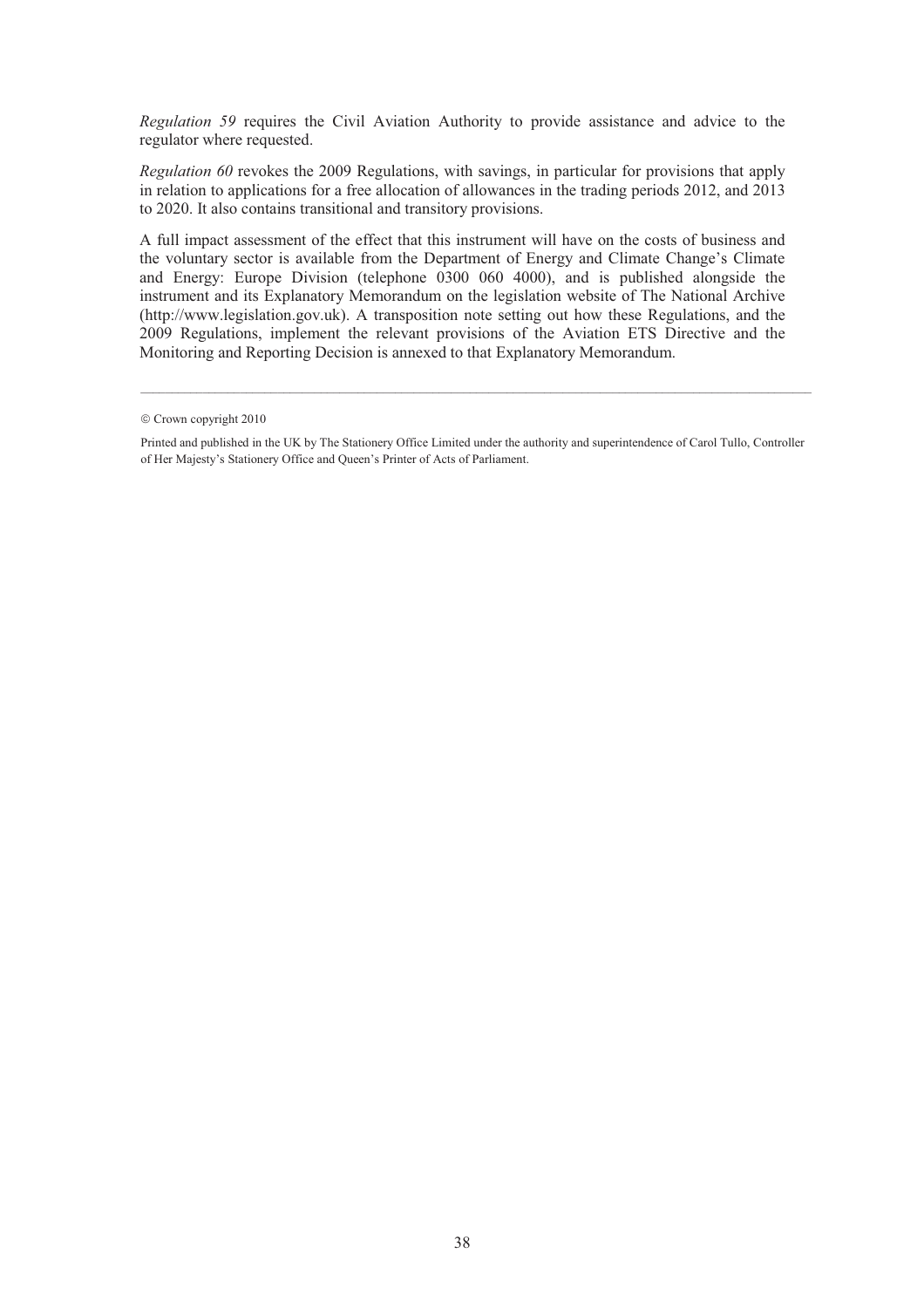*Regulation 59* requires the Civil Aviation Authority to provide assistance and advice to the regulator where requested.

*Regulation 60* revokes the 2009 Regulations, with savings, in particular for provisions that apply in relation to applications for a free allocation of allowances in the trading periods 2012, and 2013 to 2020. It also contains transitional and transitory provisions.

A full impact assessment of the effect that this instrument will have on the costs of business and the voluntary sector is available from the Department of Energy and Climate Change's Climate and Energy: Europe Division (telephone 0300 060 4000), and is published alongside the instrument and its Explanatory Memorandum on the legislation website of The National Archive (http://www.legislation.gov.uk). A transposition note setting out how these Regulations, and the 2009 Regulations, implement the relevant provisions of the Aviation ETS Directive and the Monitoring and Reporting Decision is annexed to that Explanatory Memorandum.

---

© Crown copyright 2010

Printed and published in the UK by The Stationery Office Limited under the authority and superintendence of Carol Tullo, Controller of Her Majesty's Stationery Office and Queen's Printer of Acts of Parliament.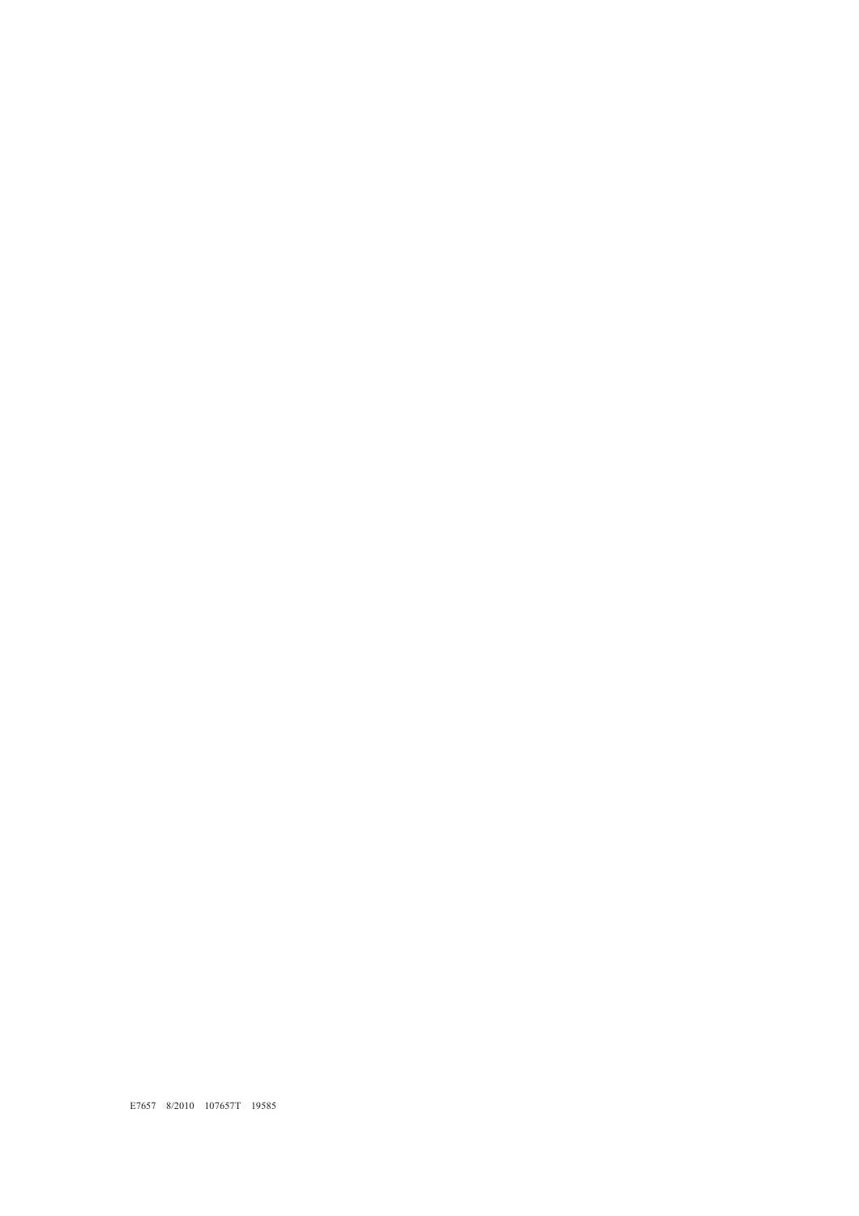E7657 8/2010 107657T 19585